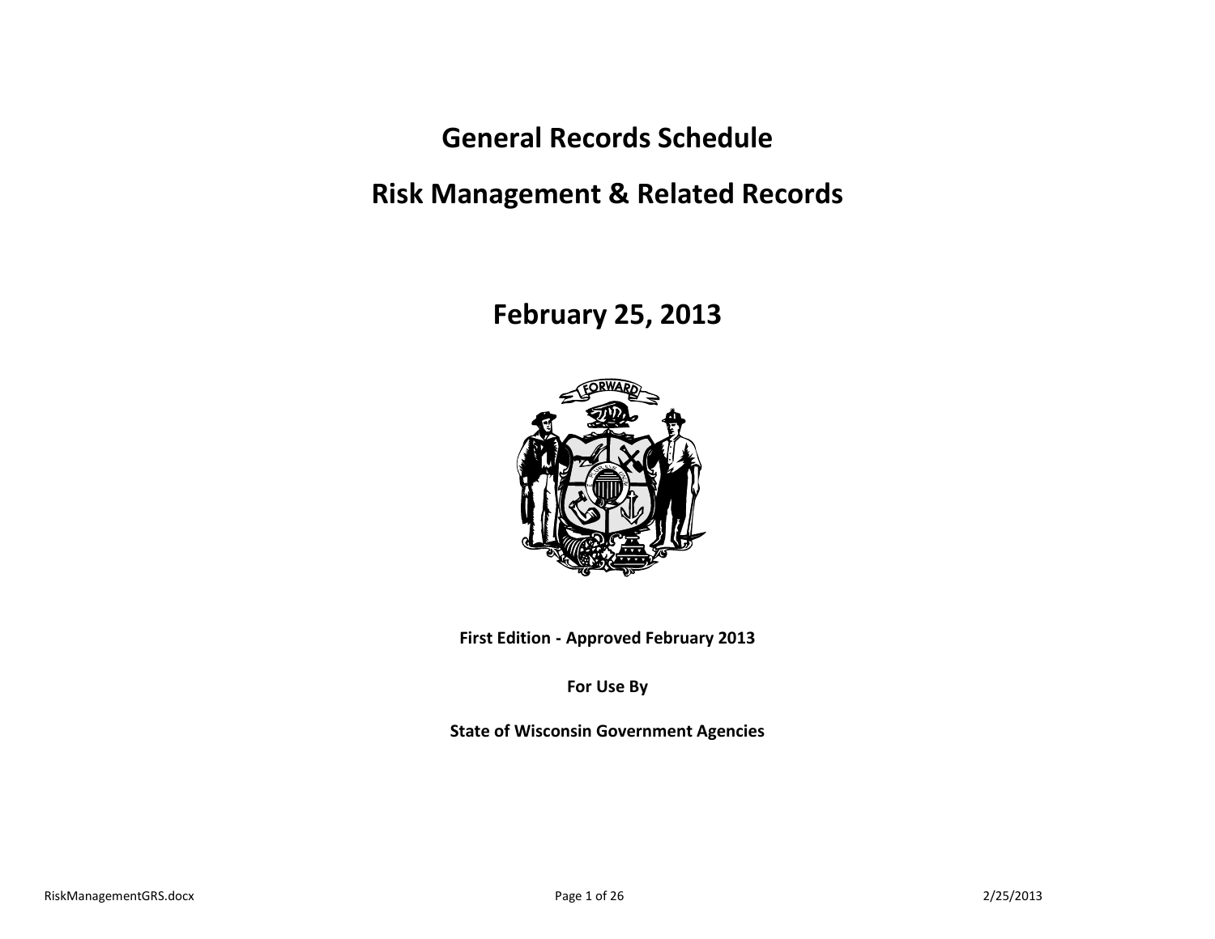# General Records Schedule

# Risk Management & Related Records

## February 25, 2013

**First Edition - Approved February 2013**

**For Use By**

**State of Wisconsin Government Agencies**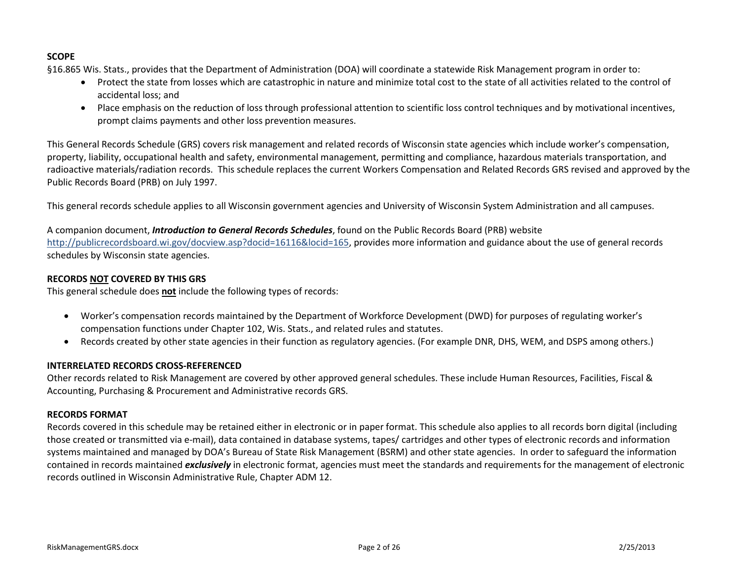## SCOPE

§16.865 Wis. Stats., provides that the Department of Administration (DOA) will coordinate a statewide Risk Management program in order to:

- Protect the state from losses which are catastrophic in nature and minimize total cost to the state of all activities related to the control of accidental loss; and
- Place emphasis on the reduction of loss through professional attention to scientific loss control techniques and by motivational incentives, prompt claims payments and other loss prevention measures.

This General Records Schedule (GRS) covers risk management and related records of Wisconsin state agencies which include worker's compensation, property, liability, occupational health and safety, environmental management, permitting and compliance, hazardous materials transportation, and radioactive materials/radiation records. This schedule replaces the current Workers Compensation and Related Records GRS revised and approved by the Public Records Board (PRB) on July 1997.

This general records schedule applies to all Wisconsin government agencies and University of Wisconsin System Administration and all campuses.

A companion document, ***Introduction to General Records Schedules***, found on the Public Records Board (PRB) website http://publicrecordsboard.wi.gov/docview.asp?docid=16116&locid=165, provides more information and guidance about the use of general records schedules by Wisconsin state agencies.

## RECORDS NOT COVERED BY THIS GRS

This general schedule does **not** include the following types of records:

- Worker's compensation records maintained by the Department of Workforce Development (DWD) for purposes of regulating worker's compensation functions under Chapter 102, Wis. Stats., and related rules and statutes.
- Records created by other state agencies in their function as regulatory agencies. (For example DNR, DHS, WEM, and DSPS among others.)

## INTERRELATED RECORDS CROSS-REFERENCED

Other records related to Risk Management are covered by other approved general schedules. These include Human Resources, Facilities, Fiscal & Accounting, Purchasing & Procurement and Administrative records GRS.

## RECORDS FORMAT

Records covered in this schedule may be retained either in electronic or in paper format. This schedule also applies to all records born digital (including those created or transmitted via e-mail), data contained in database systems, tapes/ cartridges and other types of electronic records and information systems maintained and managed by DOA's Bureau of State Risk Management (BSRM) and other state agencies. In order to safeguard the information contained in records maintained ***exclusively*** in electronic format, agencies must meet the standards and requirements for the management of electronic records outlined in Wisconsin Administrative Rule, Chapter ADM 12.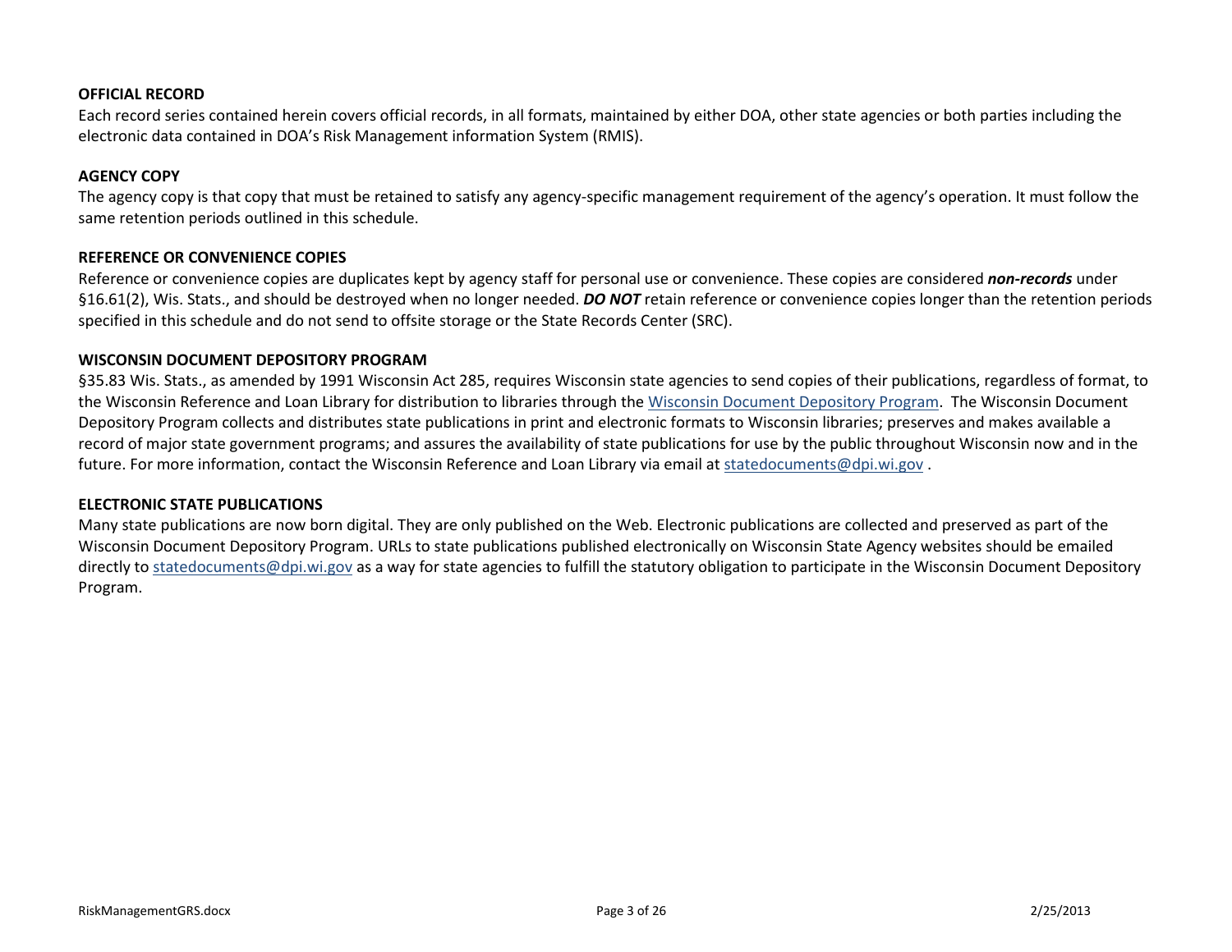**OFFICIAL RECORD**

Each record series contained herein covers official records, in all formats, maintained by either DOA, other state agencies or both parties including the electronic data contained in DOA's Risk Management information System (RMIS).

**AGENCY COPY**

The agency copy is that copy that must be retained to satisfy any agency-specific management requirement of the agency's operation. It must follow the same retention periods outlined in this schedule.

**REFERENCE OR CONVENIENCE COPIES**

Reference or convenience copies are duplicates kept by agency staff for personal use or convenience. These copies are considered ***non-records*** under §16.61(2), Wis. Stats., and should be destroyed when no longer needed. ***DO NOT*** retain reference or convenience copies longer than the retention periods specified in this schedule and do not send to offsite storage or the State Records Center (SRC).

**WISCONSIN DOCUMENT DEPOSITORY PROGRAM**

§35.83 Wis. Stats., as amended by 1991 Wisconsin Act 285, requires Wisconsin state agencies to send copies of their publications, regardless of format, to the Wisconsin Reference and Loan Library for distribution to libraries through the Wisconsin Document Depository Program. The Wisconsin Document Depository Program collects and distributes state publications in print and electronic formats to Wisconsin libraries; preserves and makes available a record of major state government programs; and assures the availability of state publications for use by the public throughout Wisconsin now and in the future. For more information, contact the Wisconsin Reference and Loan Library via email at statedocuments@dpi.wi.gov .

**ELECTRONIC STATE PUBLICATIONS**

Many state publications are now born digital. They are only published on the Web. Electronic publications are collected and preserved as part of the Wisconsin Document Depository Program. URLs to state publications published electronically on Wisconsin State Agency websites should be emailed directly to statedocuments@dpi.wi.gov as a way for state agencies to fulfill the statutory obligation to participate in the Wisconsin Document Depository Program.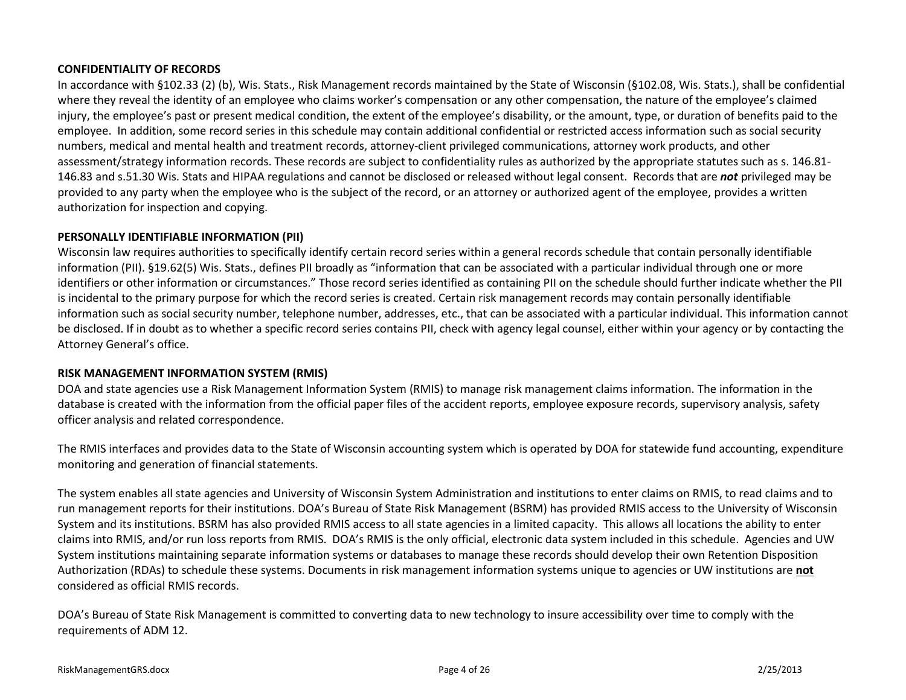**CONFIDENTIALITY OF RECORDS**

In accordance with §102.33 (2) (b), Wis. Stats., Risk Management records maintained by the State of Wisconsin (§102.08, Wis. Stats.), shall be confidential where they reveal the identity of an employee who claims worker's compensation or any other compensation, the nature of the employee's claimed injury, the employee's past or present medical condition, the extent of the employee's disability, or the amount, type, or duration of benefits paid to the employee. In addition, some record series in this schedule may contain additional confidential or restricted access information such as social security numbers, medical and mental health and treatment records, attorney-client privileged communications, attorney work products, and other assessment/strategy information records. These records are subject to confidentiality rules as authorized by the appropriate statutes such as s. 146.81-146.83 and s.51.30 Wis. Stats and HIPAA regulations and cannot be disclosed or released without legal consent. Records that are ***not*** privileged may be provided to any party when the employee who is the subject of the record, or an attorney or authorized agent of the employee, provides a written authorization for inspection and copying.

**PERSONALLY IDENTIFIABLE INFORMATION (PII)**

Wisconsin law requires authorities to specifically identify certain record series within a general records schedule that contain personally identifiable information (PII). §19.62(5) Wis. Stats., defines PII broadly as "information that can be associated with a particular individual through one or more identifiers or other information or circumstances." Those record series identified as containing PII on the schedule should further indicate whether the PII is incidental to the primary purpose for which the record series is created. Certain risk management records may contain personally identifiable information such as social security number, telephone number, addresses, etc., that can be associated with a particular individual. This information cannot be disclosed. If in doubt as to whether a specific record series contains PII, check with agency legal counsel, either within your agency or by contacting the Attorney General's office.

**RISK MANAGEMENT INFORMATION SYSTEM (RMIS)**

DOA and state agencies use a Risk Management Information System (RMIS) to manage risk management claims information. The information in the database is created with the information from the official paper files of the accident reports, employee exposure records, supervisory analysis, safety officer analysis and related correspondence.

The RMIS interfaces and provides data to the State of Wisconsin accounting system which is operated by DOA for statewide fund accounting, expenditure monitoring and generation of financial statements.

The system enables all state agencies and University of Wisconsin System Administration and institutions to enter claims on RMIS, to read claims and to run management reports for their institutions. DOA's Bureau of State Risk Management (BSRM) has provided RMIS access to the University of Wisconsin System and its institutions. BSRM has also provided RMIS access to all state agencies in a limited capacity. This allows all locations the ability to enter claims into RMIS, and/or run loss reports from RMIS. DOA's RMIS is the only official, electronic data system included in this schedule. Agencies and UW System institutions maintaining separate information systems or databases to manage these records should develop their own Retention Disposition Authorization (RDAs) to schedule these systems. Documents in risk management information systems unique to agencies or UW institutions are **<u>not</u>** considered as official RMIS records.

DOA's Bureau of State Risk Management is committed to converting data to new technology to insure accessibility over time to comply with the requirements of ADM 12.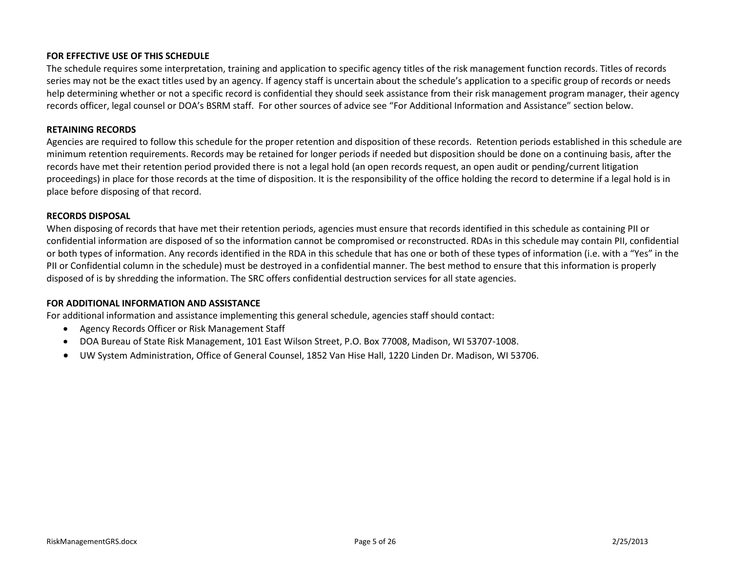**FOR EFFECTIVE USE OF THIS SCHEDULE**

The schedule requires some interpretation, training and application to specific agency titles of the risk management function records. Titles of records series may not be the exact titles used by an agency. If agency staff is uncertain about the schedule's application to a specific group of records or needs help determining whether or not a specific record is confidential they should seek assistance from their risk management program manager, their agency records officer, legal counsel or DOA's BSRM staff. For other sources of advice see "For Additional Information and Assistance" section below.

**RETAINING RECORDS**

Agencies are required to follow this schedule for the proper retention and disposition of these records. Retention periods established in this schedule are minimum retention requirements. Records may be retained for longer periods if needed but disposition should be done on a continuing basis, after the records have met their retention period provided there is not a legal hold (an open records request, an open audit or pending/current litigation proceedings) in place for those records at the time of disposition. It is the responsibility of the office holding the record to determine if a legal hold is in place before disposing of that record.

**RECORDS DISPOSAL**

When disposing of records that have met their retention periods, agencies must ensure that records identified in this schedule as containing PII or confidential information are disposed of so the information cannot be compromised or reconstructed. RDAs in this schedule may contain PII, confidential or both types of information. Any records identified in the RDA in this schedule that has one or both of these types of information (i.e. with a "Yes" in the PII or Confidential column in the schedule) must be destroyed in a confidential manner. The best method to ensure that this information is properly disposed of is by shredding the information. The SRC offers confidential destruction services for all state agencies.

**FOR ADDITIONAL INFORMATION AND ASSISTANCE**

For additional information and assistance implementing this general schedule, agencies staff should contact:

- Agency Records Officer or Risk Management Staff
- DOA Bureau of State Risk Management, 101 East Wilson Street, P.O. Box 77008, Madison, WI 53707-1008.
- UW System Administration, Office of General Counsel, 1852 Van Hise Hall, 1220 Linden Dr. Madison, WI 53706.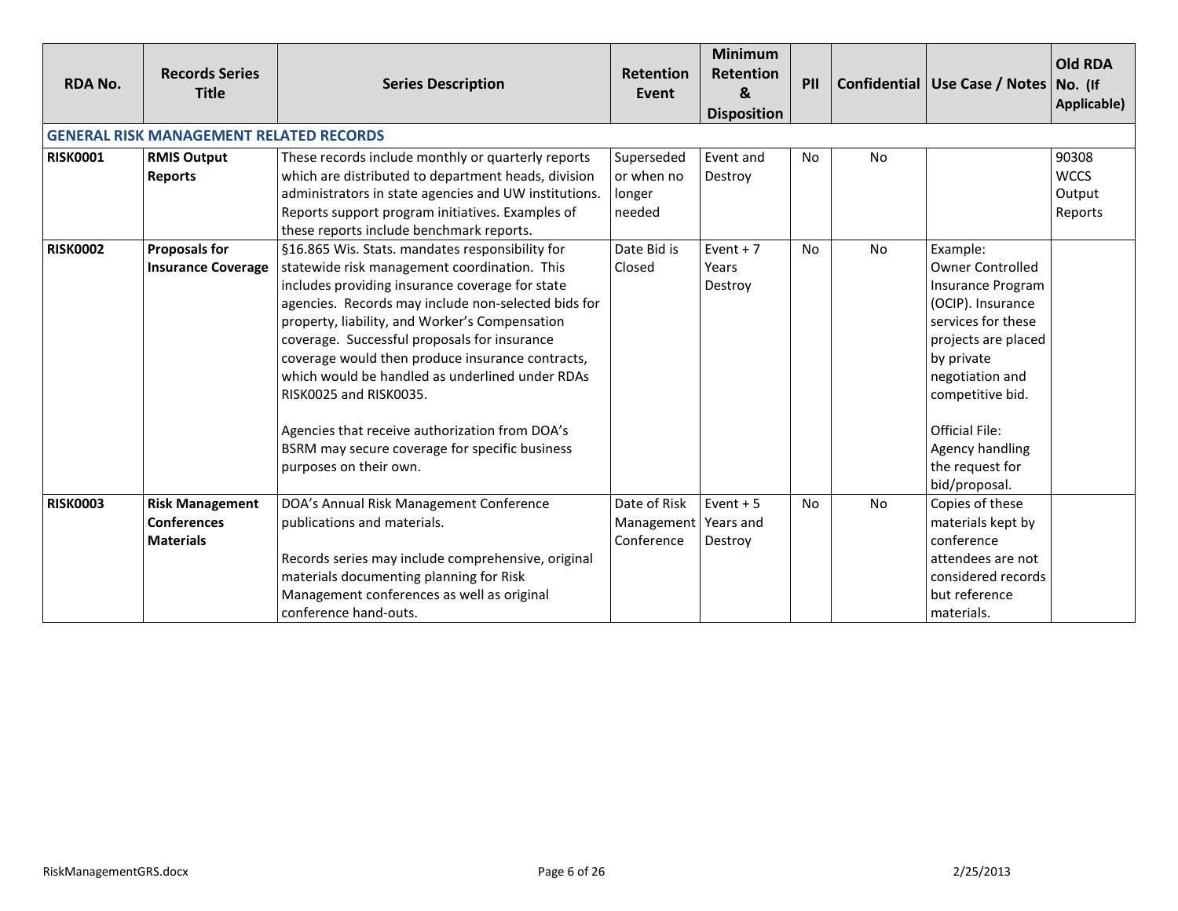| RDA No. | Records Series Title | Series Description | Retention Event | Minimum Retention & Disposition | PII | Confidential | Use Case / Notes | Old RDA No. (If Applicable) |
|---|---|---|---|---|---|---|---|---|
| **GENERAL RISK MANAGEMENT RELATED RECORDS** | | | | | | | | |
| **RISK0001** | **RMIS Output Reports** | These records include monthly or quarterly reports which are distributed to department heads, division administrators in state agencies and UW institutions. Reports support program initiatives. Examples of these reports include benchmark reports. | Superseded or when no longer needed | Event and Destroy | No | No | | 90308 WCCS Output Reports |
| **RISK0002** | **Proposals for Insurance Coverage** | §16.865 Wis. Stats. mandates responsibility for statewide risk management coordination. This includes providing insurance coverage for state agencies. Records may include non-selected bids for property, liability, and Worker's Compensation coverage. Successful proposals for insurance coverage would then produce insurance contracts, which would be handled as underlined under RDAs RISK0025 and RISK0035.<br><br>Agencies that receive authorization from DOA's BSRM may secure coverage for specific business purposes on their own. | Date Bid is Closed | Event + 7 Years Destroy | No | No | Example: Owner Controlled Insurance Program (OCIP). Insurance services for these projects are placed by private negotiation and competitive bid.<br><br>Official File: Agency handling the request for bid/proposal. | |
| **RISK0003** | **Risk Management Conferences Materials** | DOA's Annual Risk Management Conference publications and materials.<br><br>Records series may include comprehensive, original materials documenting planning for Risk Management conferences as well as original conference hand-outs. | Date of Risk Management Conference | Event + 5 Years and Destroy | No | No | Copies of these materials kept by conference attendees are not considered records but reference materials. | |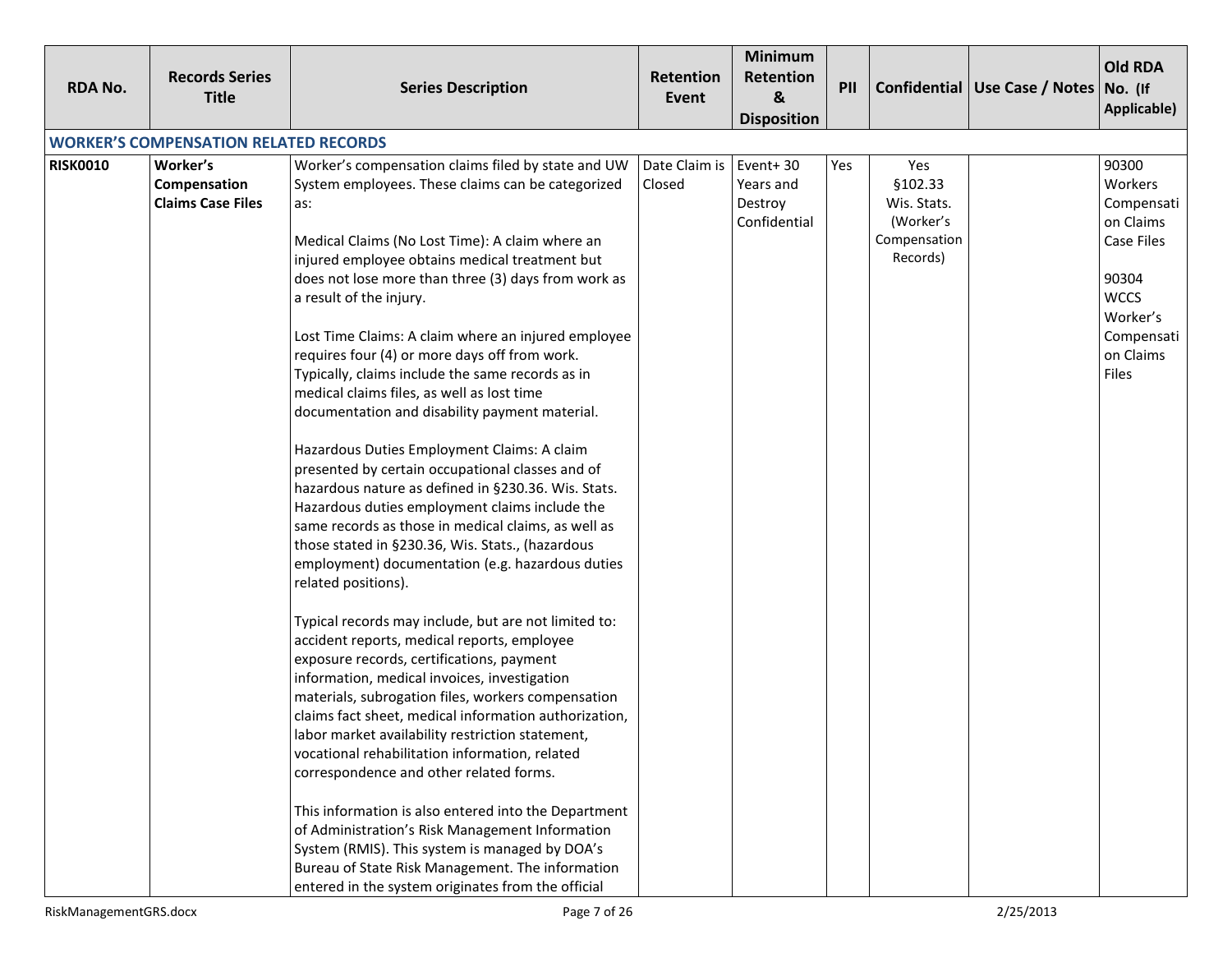| RDA No. | Records Series Title | Series Description | Retention Event | Minimum Retention & Disposition | PII | Confidential | Use Case / Notes | Old RDA No. (If Applicable) |
|---|---|---|---|---|---|---|---|---|
| **WORKER'S COMPENSATION RELATED RECORDS** | | | | | | | | |
| **RISK0010** | **Worker's Compensation Claims Case Files** | Worker's compensation claims filed by state and UW System employees. These claims can be categorized as:<br><br>Medical Claims (No Lost Time): A claim where an injured employee obtains medical treatment but does not lose more than three (3) days from work as a result of the injury.<br><br>Lost Time Claims: A claim where an injured employee requires four (4) or more days off from work. Typically, claims include the same records as in medical claims files, as well as lost time documentation and disability payment material.<br><br>Hazardous Duties Employment Claims: A claim presented by certain occupational classes and of hazardous nature as defined in §230.36. Wis. Stats. Hazardous duties employment claims include the same records as those in medical claims, as well as those stated in §230.36, Wis. Stats., (hazardous employment) documentation (e.g. hazardous duties related positions).<br><br>Typical records may include, but are not limited to: accident reports, medical reports, employee exposure records, certifications, payment information, medical invoices, investigation materials, subrogation files, workers compensation claims fact sheet, medical information authorization, labor market availability restriction statement, vocational rehabilitation information, related correspondence and other related forms.<br><br>This information is also entered into the Department of Administration's Risk Management Information System (RMIS). This system is managed by DOA's Bureau of State Risk Management. The information entered in the system originates from the official | Date Claim is Closed | Event+ 30 Years and Destroy Confidential | Yes | Yes §102.33 Wis. Stats. (Worker's Compensation Records) | | 90300 Workers Compensation Claims Case Files<br><br>90304 WCCS Worker's Compensation Claims Files |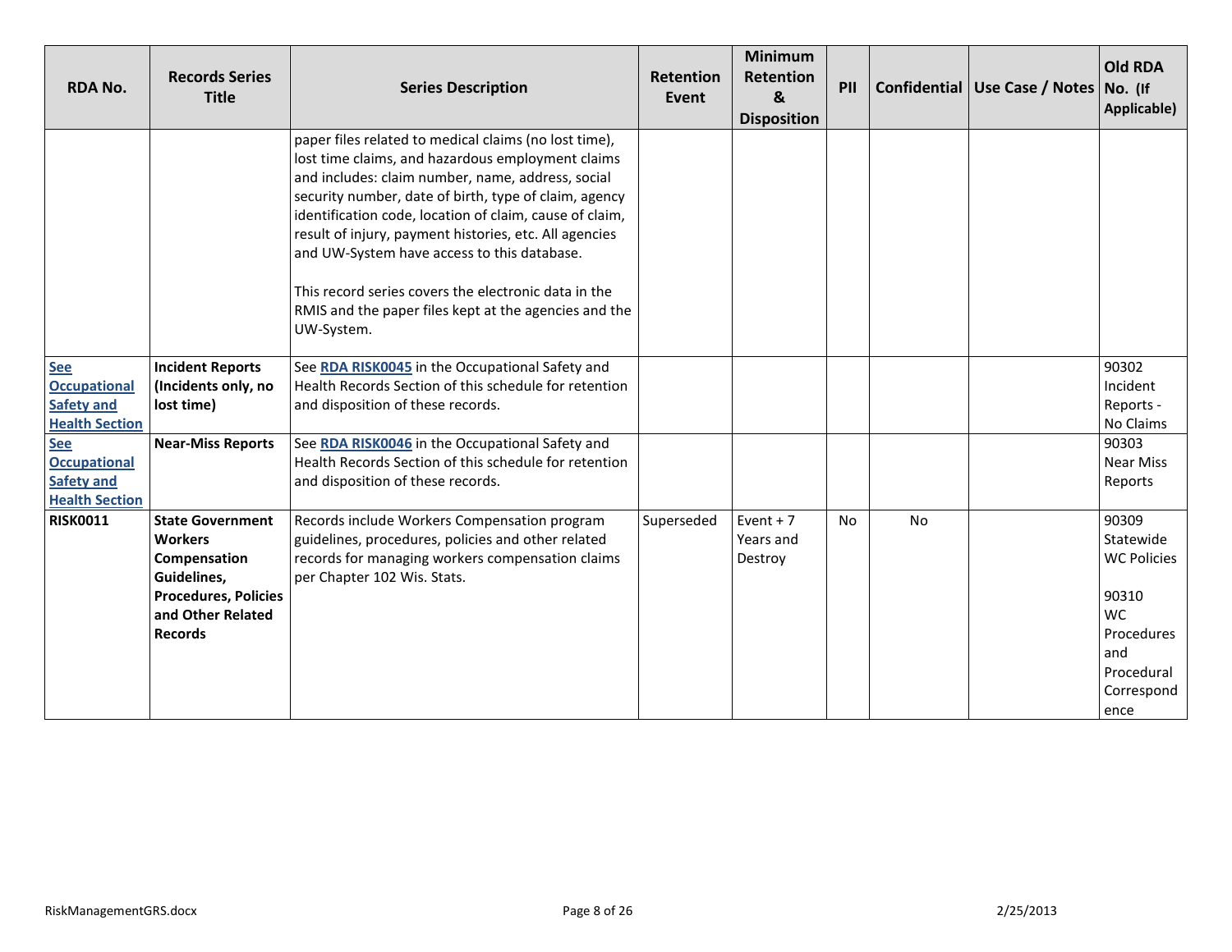| RDA No. | Records Series Title | Series Description | Retention Event | Minimum Retention & Disposition | PII | Confidential | Use Case / Notes | Old RDA No. (If Applicable) |
|---|---|---|---|---|---|---|---|---|
| | | paper files related to medical claims (no lost time), lost time claims, and hazardous employment claims and includes: claim number, name, address, social security number, date of birth, type of claim, agency identification code, location of claim, cause of claim, result of injury, payment histories, etc. All agencies and UW-System have access to this database.<br><br>This record series covers the electronic data in the RMIS and the paper files kept at the agencies and the UW-System. | | | | | | |
| See Occupational Safety and Health Section | **Incident Reports (Incidents only, no lost time)** | See **RDA RISK0045** in the Occupational Safety and Health Records Section of this schedule for retention and disposition of these records. | | | | | | 90302 Incident Reports - No Claims |
| See Occupational Safety and Health Section | **Near-Miss Reports** | See **RDA RISK0046** in the Occupational Safety and Health Records Section of this schedule for retention and disposition of these records. | | | | | | 90303 Near Miss Reports |
| **RISK0011** | **State Government Workers Compensation Guidelines, Procedures, Policies and Other Related Records** | Records include Workers Compensation program guidelines, procedures, policies and other related records for managing workers compensation claims per Chapter 102 Wis. Stats. | Superseded | Event + 7 Years and Destroy | No | No | | 90309 Statewide WC Policies<br><br>90310 WC Procedures and Procedural Correspondence |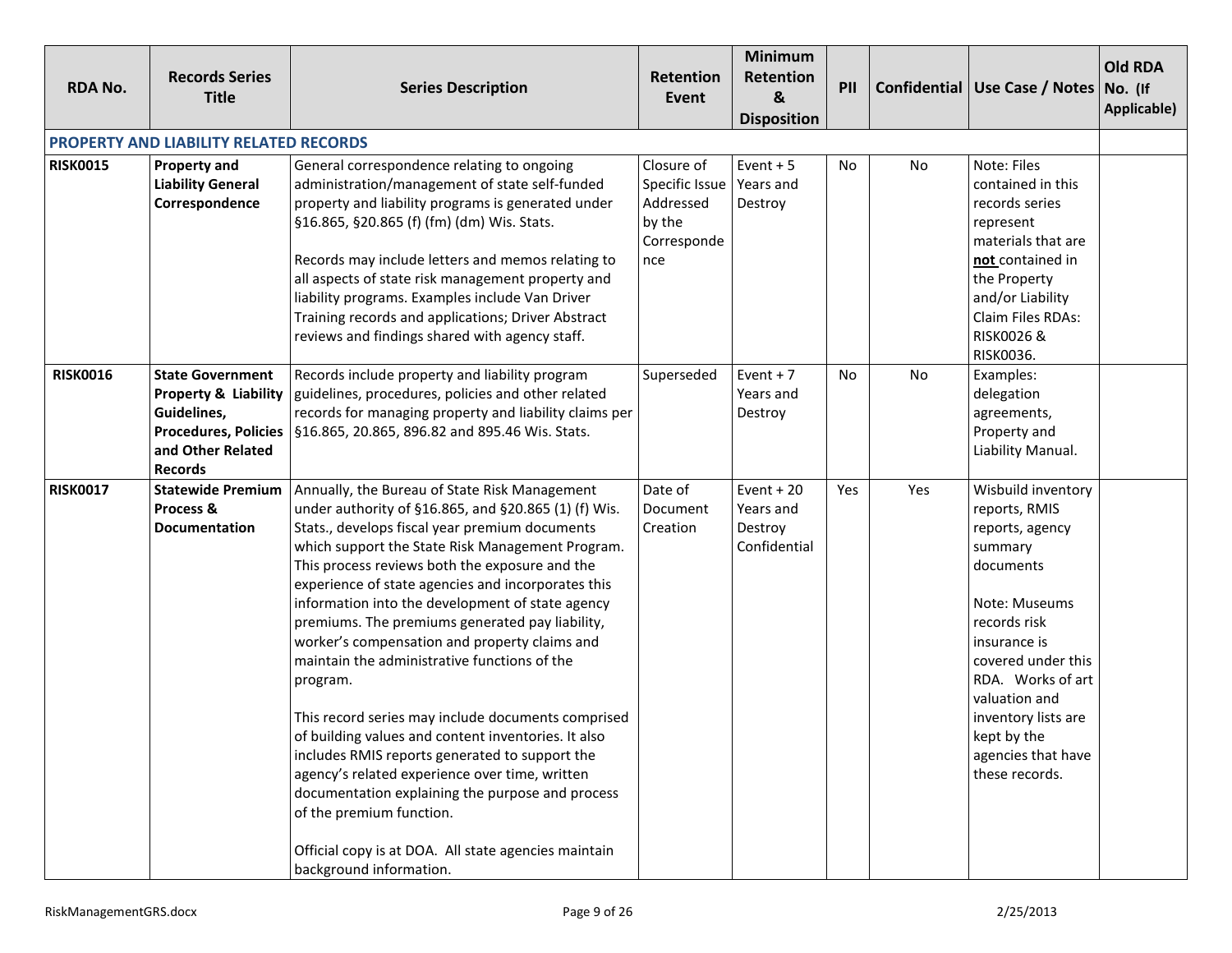| RDA No. | Records Series Title | Series Description | Retention Event | Minimum Retention & Disposition | PII | Confidential | Use Case / Notes | Old RDA No. (If Applicable) |
|---|---|---|---|---|---|---|---|---|
| **PROPERTY AND LIABILITY RELATED RECORDS** | | | | | | | | |
| **RISK0015** | **Property and Liability General Correspondence** | General correspondence relating to ongoing administration/management of state self-funded property and liability programs is generated under §16.865, §20.865 (f) (fm) (dm) Wis. Stats.<br><br>Records may include letters and memos relating to all aspects of state risk management property and liability programs. Examples include Van Driver Training records and applications; Driver Abstract reviews and findings shared with agency staff. | Closure of Specific Issue Addressed by the Correspondence | Event + 5 Years and Destroy | No | No | Note: Files contained in this records series represent materials that are **not** contained in the Property and/or Liability Claim Files RDAs: RISK0026 & RISK0036. | |
| **RISK0016** | **State Government Property & Liability Guidelines, Procedures, Policies and Other Related Records** | Records include property and liability program guidelines, procedures, policies and other related records for managing property and liability claims per §16.865, 20.865, 896.82 and 895.46 Wis. Stats. | Superseded | Event + 7 Years and Destroy | No | No | Examples: delegation agreements, Property and Liability Manual. | |
| **RISK0017** | **Statewide Premium Process & Documentation** | Annually, the Bureau of State Risk Management under authority of §16.865, and §20.865 (1) (f) Wis. Stats., develops fiscal year premium documents which support the State Risk Management Program. This process reviews both the exposure and the experience of state agencies and incorporates this information into the development of state agency premiums. The premiums generated pay liability, worker's compensation and property claims and maintain the administrative functions of the program.<br><br>This record series may include documents comprised of building values and content inventories. It also includes RMIS reports generated to support the agency's related experience over time, written documentation explaining the purpose and process of the premium function.<br><br>Official copy is at DOA. All state agencies maintain background information. | Date of Document Creation | Event + 20 Years and Destroy Confidential | Yes | Yes | Wisbuild inventory reports, RMIS reports, agency summary documents<br><br>Note: Museums records risk insurance is covered under this RDA. Works of art valuation and inventory lists are kept by the agencies that have these records. | |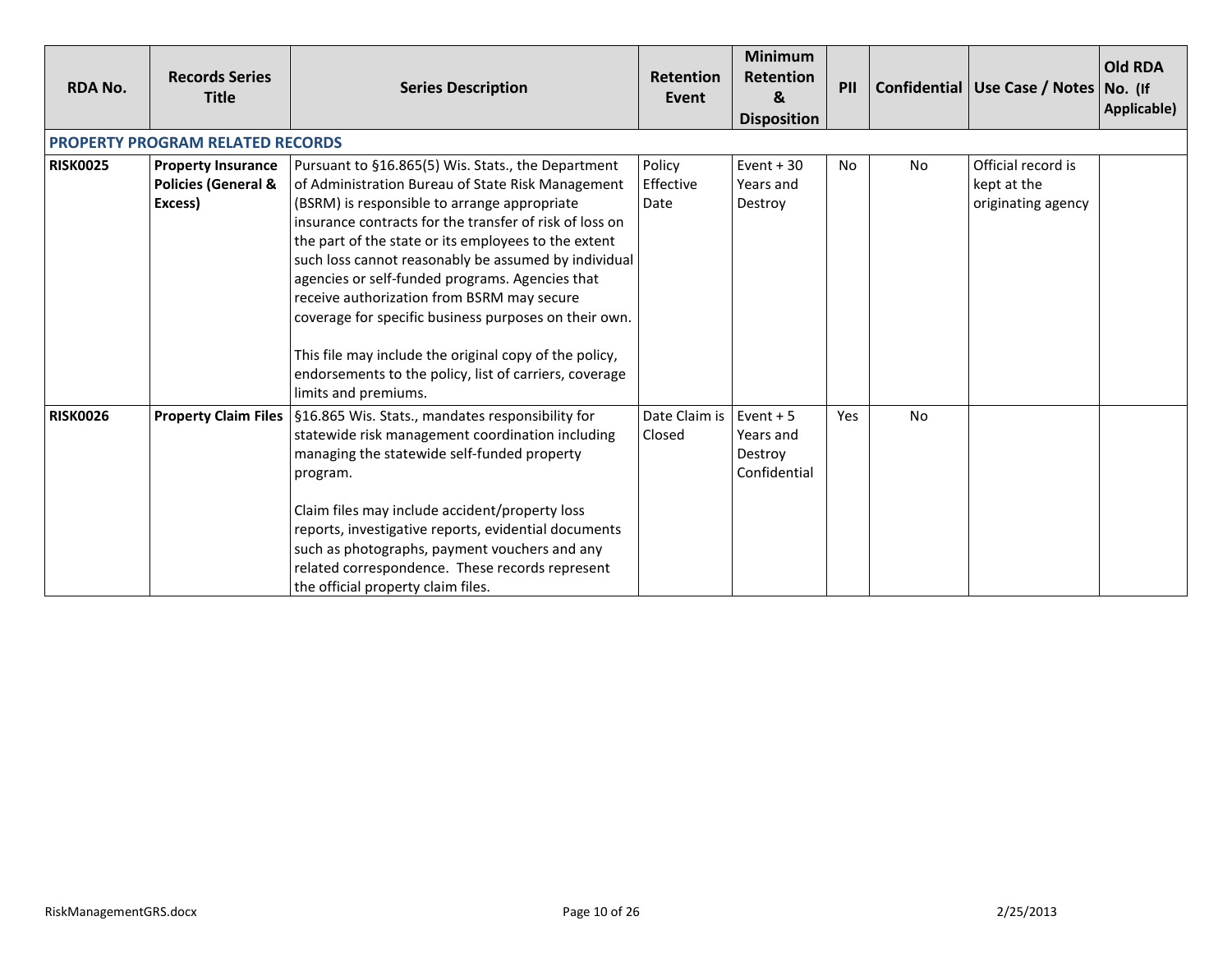| RDA No. | Records Series Title | Series Description | Retention Event | Minimum Retention & Disposition | PII | Confidential | Use Case / Notes | Old RDA No. (If Applicable) |
|---|---|---|---|---|---|---|---|---|
| **PROPERTY PROGRAM RELATED RECORDS** | | | | | | | | |
| **RISK0025** | **Property Insurance Policies (General & Excess)** | Pursuant to §16.865(5) Wis. Stats., the Department of Administration Bureau of State Risk Management (BSRM) is responsible to arrange appropriate insurance contracts for the transfer of risk of loss on the part of the state or its employees to the extent such loss cannot reasonably be assumed by individual agencies or self-funded programs. Agencies that receive authorization from BSRM may secure coverage for specific business purposes on their own.<br><br>This file may include the original copy of the policy, endorsements to the policy, list of carriers, coverage limits and premiums. | Policy Effective Date | Event + 30 Years and Destroy | No | No | Official record is kept at the originating agency | |
| **RISK0026** | **Property Claim Files** | §16.865 Wis. Stats., mandates responsibility for statewide risk management coordination including managing the statewide self-funded property program.<br><br>Claim files may include accident/property loss reports, investigative reports, evidential documents such as photographs, payment vouchers and any related correspondence. These records represent the official property claim files. | Date Claim is Closed | Event + 5 Years and Destroy Confidential | Yes | No | | |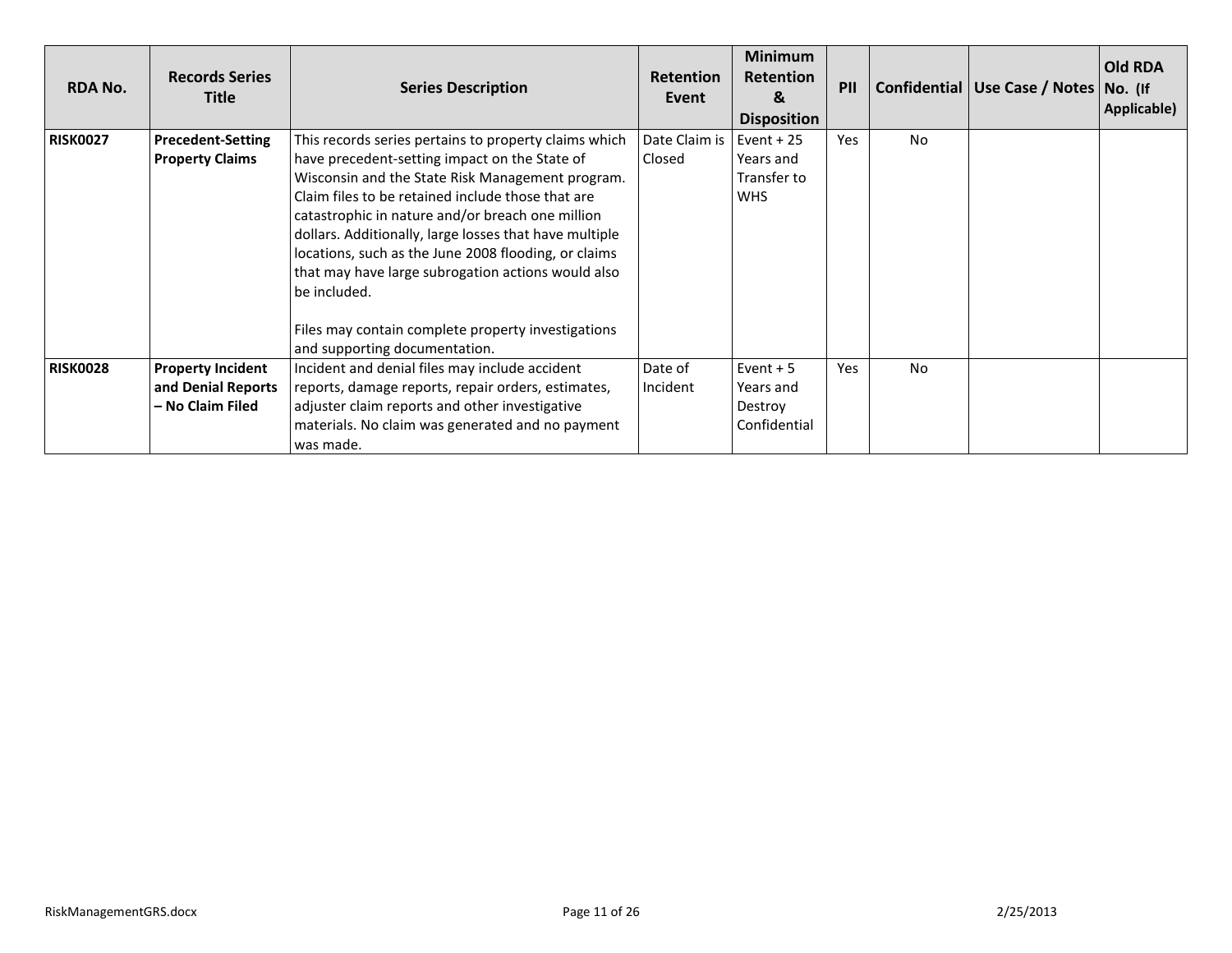| RDA No. | Records Series Title | Series Description | Retention Event | Minimum Retention & Disposition | PII | Confidential | Use Case / Notes | Old RDA No. (If Applicable) |
|---|---|---|---|---|---|---|---|---|
| **RISK0027** | **Precedent-Setting Property Claims** | This records series pertains to property claims which have precedent-setting impact on the State of Wisconsin and the State Risk Management program. Claim files to be retained include those that are catastrophic in nature and/or breach one million dollars. Additionally, large losses that have multiple locations, such as the June 2008 flooding, or claims that may have large subrogation actions would also be included.<br><br>Files may contain complete property investigations and supporting documentation. | Date Claim is Closed | Event + 25 Years and Transfer to WHS | Yes | No | | |
| **RISK0028** | **Property Incident and Denial Reports – No Claim Filed** | Incident and denial files may include accident reports, damage reports, repair orders, estimates, adjuster claim reports and other investigative materials. No claim was generated and no payment was made. | Date of Incident | Event + 5 Years and Destroy Confidential | Yes | No | | |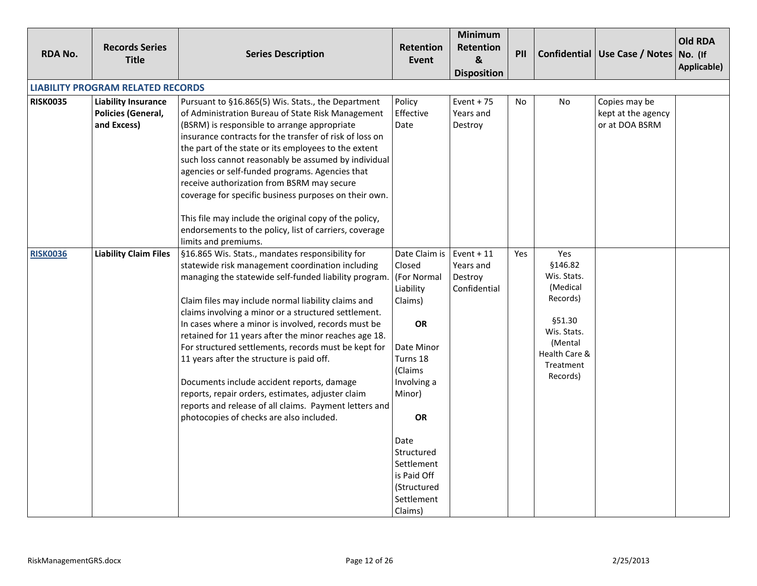| RDA No. | Records Series Title | Series Description | Retention Event | Minimum Retention & Disposition | PII | Confidential | Use Case / Notes | Old RDA No. (If Applicable) |
|---|---|---|---|---|---|---|---|---|
| **LIABILITY PROGRAM RELATED RECORDS** | | | | | | | | |
| **RISK0035** | **Liability Insurance Policies (General, and Excess)** | Pursuant to §16.865(5) Wis. Stats., the Department of Administration Bureau of State Risk Management (BSRM) is responsible to arrange appropriate insurance contracts for the transfer of risk of loss on the part of the state or its employees to the extent such loss cannot reasonably be assumed by individual agencies or self-funded programs. Agencies that receive authorization from BSRM may secure coverage for specific business purposes on their own.<br><br>This file may include the original copy of the policy, endorsements to the policy, list of carriers, coverage limits and premiums. | Policy Effective Date | Event + 75 Years and Destroy | No | No | Copies may be kept at the agency or at DOA BSRM | |
| **RISK0036** | **Liability Claim Files** | §16.865 Wis. Stats., mandates responsibility for statewide risk management coordination including managing the statewide self-funded liability program.<br><br>Claim files may include normal liability claims and claims involving a minor or a structured settlement. In cases where a minor is involved, records must be retained for 11 years after the minor reaches age 18. For structured settlements, records must be kept for 11 years after the structure is paid off.<br><br>Documents include accident reports, damage reports, repair orders, estimates, adjuster claim reports and release of all claims. Payment letters and photocopies of checks are also included. | Date Claim is Closed (For Normal Liability Claims)<br><br>**OR**<br><br>Date Minor Turns 18 (Claims Involving a Minor)<br><br>**OR**<br><br>Date Structured Settlement is Paid Off (Structured Settlement Claims) | Event + 11 Years and Destroy Confidential | Yes | Yes §146.82 Wis. Stats. (Medical Records)<br><br>§51.30 Wis. Stats. (Mental Health Care & Treatment Records) | | |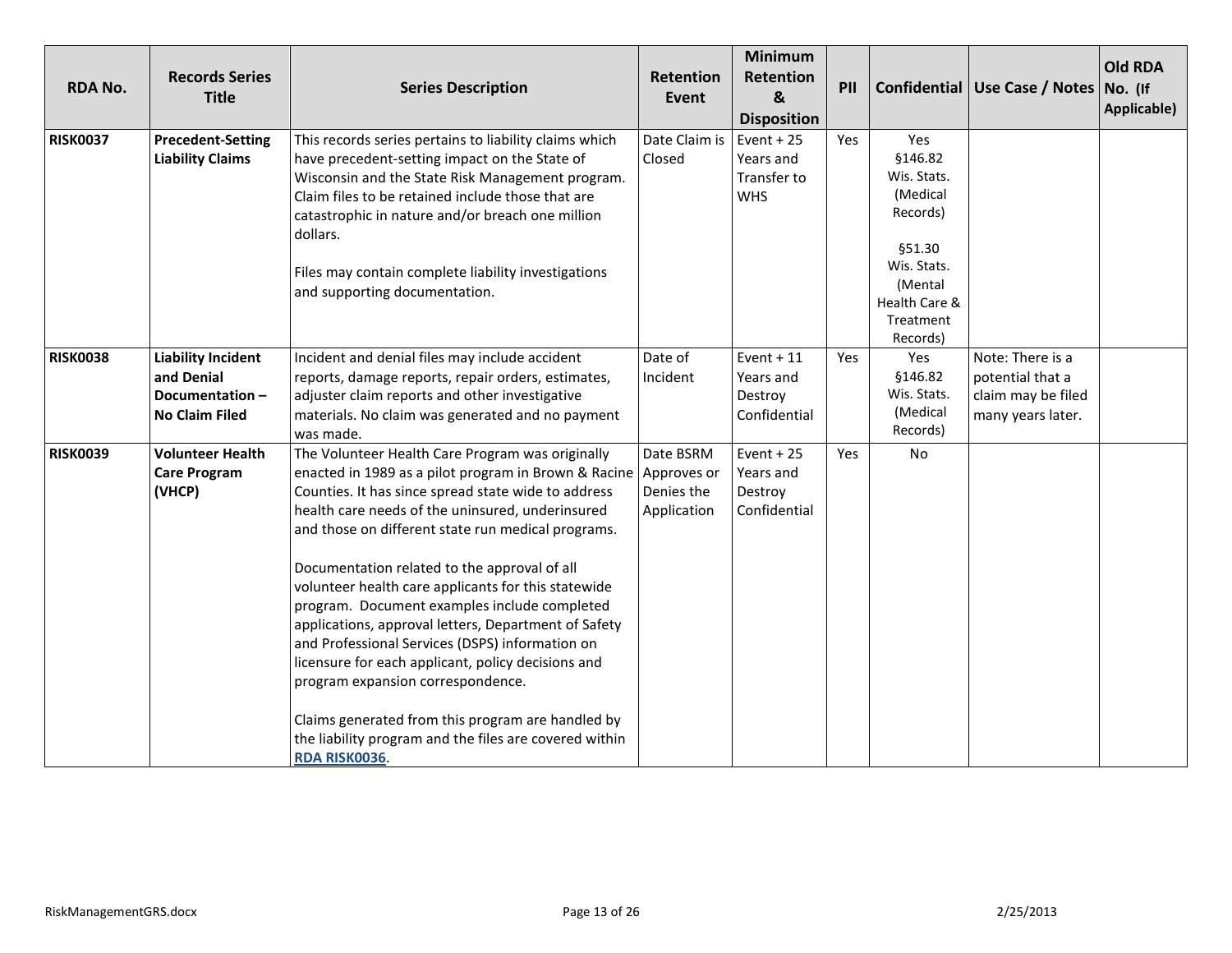| RDA No. | Records Series Title | Series Description | Retention Event | Minimum Retention & Disposition | PII | Confidential | Use Case / Notes | Old RDA No. (If Applicable) |
|---|---|---|---|---|---|---|---|---|
| **RISK0037** | **Precedent-Setting Liability Claims** | This records series pertains to liability claims which have precedent-setting impact on the State of Wisconsin and the State Risk Management program. Claim files to be retained include those that are catastrophic in nature and/or breach one million dollars.<br><br>Files may contain complete liability investigations and supporting documentation. | Date Claim is Closed | Event + 25 Years and Transfer to WHS | Yes | Yes §146.82 Wis. Stats. (Medical Records)<br><br>§51.30 Wis. Stats. (Mental Health Care & Treatment Records) | | |
| **RISK0038** | **Liability Incident and Denial Documentation – No Claim Filed** | Incident and denial files may include accident reports, damage reports, repair orders, estimates, adjuster claim reports and other investigative materials. No claim was generated and no payment was made. | Date of Incident | Event + 11 Years and Destroy Confidential | Yes | Yes §146.82 Wis. Stats. (Medical Records) | Note: There is a potential that a claim may be filed many years later. | |
| **RISK0039** | **Volunteer Health Care Program (VHCP)** | The Volunteer Health Care Program was originally enacted in 1989 as a pilot program in Brown & Racine Counties. It has since spread state wide to address health care needs of the uninsured, underinsured and those on different state run medical programs.<br><br>Documentation related to the approval of all volunteer health care applicants for this statewide program. Document examples include completed applications, approval letters, Department of Safety and Professional Services (DSPS) information on licensure for each applicant, policy decisions and program expansion correspondence.<br><br>Claims generated from this program are handled by the liability program and the files are covered within RDA RISK0036. | Date BSRM Approves or Denies the Application | Event + 25 Years and Destroy Confidential | Yes | No | | |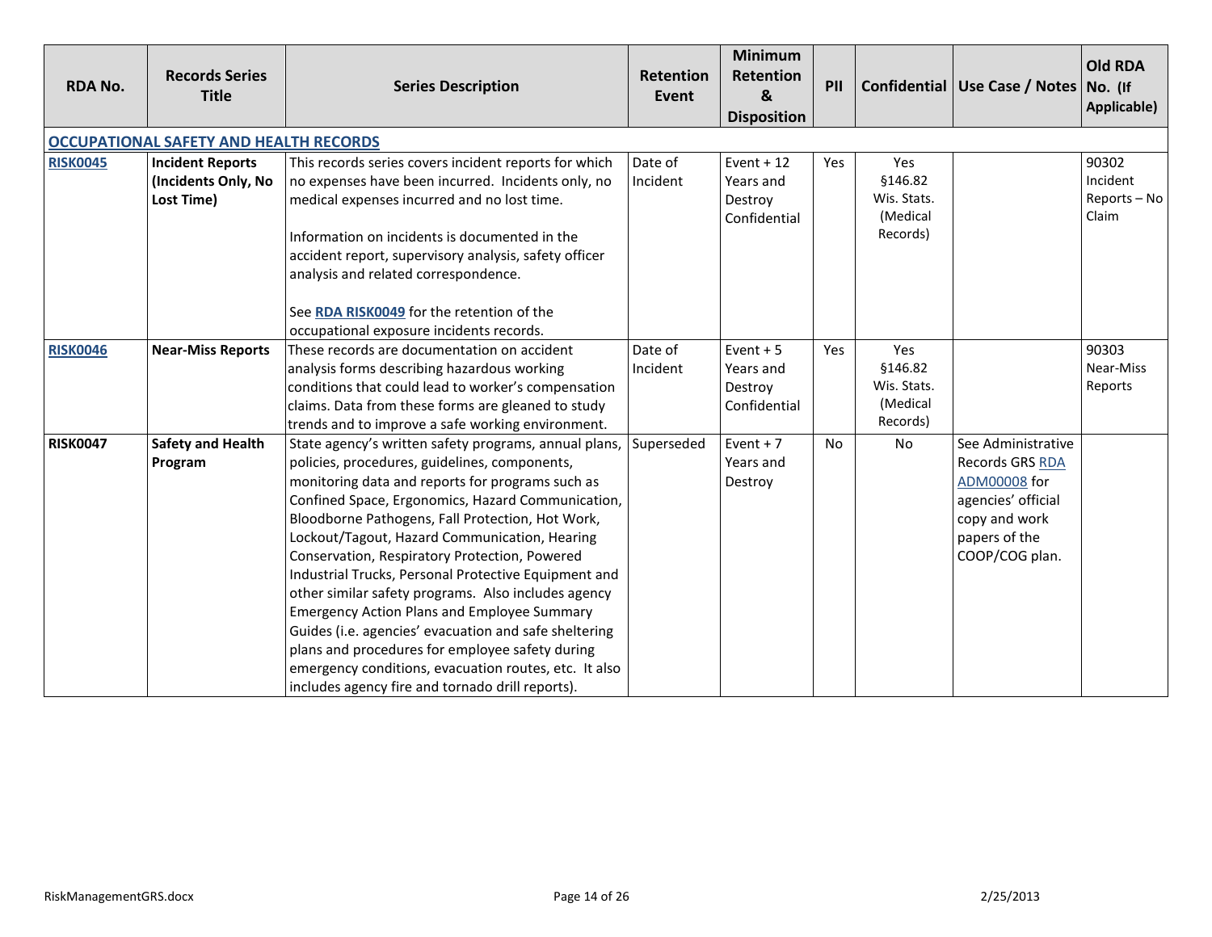| RDA No. | Records Series Title | Series Description | Retention Event | Minimum Retention & Disposition | PII | Confidential | Use Case / Notes | Old RDA No. (If Applicable) |
|---|---|---|---|---|---|---|---|---|
| **OCCUPATIONAL SAFETY AND HEALTH RECORDS** | | | | | | | | |
| **RISK0045** | **Incident Reports (Incidents Only, No Lost Time)** | This records series covers incident reports for which no expenses have been incurred. Incidents only, no medical expenses incurred and no lost time.<br><br>Information on incidents is documented in the accident report, supervisory analysis, safety officer analysis and related correspondence.<br><br>See **RDA RISK0049** for the retention of the occupational exposure incidents records. | Date of Incident | Event + 12 Years and Destroy Confidential | Yes | Yes §146.82 Wis. Stats. (Medical Records) | | 90302 Incident Reports – No Claim |
| **RISK0046** | **Near-Miss Reports** | These records are documentation on accident analysis forms describing hazardous working conditions that could lead to worker's compensation claims. Data from these forms are gleaned to study trends and to improve a safe working environment. | Date of Incident | Event + 5 Years and Destroy Confidential | Yes | Yes §146.82 Wis. Stats. (Medical Records) | | 90303 Near-Miss Reports |
| **RISK0047** | **Safety and Health Program** | State agency's written safety programs, annual plans, policies, procedures, guidelines, components, monitoring data and reports for programs such as Confined Space, Ergonomics, Hazard Communication, Bloodborne Pathogens, Fall Protection, Hot Work, Lockout/Tagout, Hazard Communication, Hearing Conservation, Respiratory Protection, Powered Industrial Trucks, Personal Protective Equipment and other similar safety programs. Also includes agency Emergency Action Plans and Employee Summary Guides (i.e. agencies' evacuation and safe sheltering plans and procedures for employee safety during emergency conditions, evacuation routes, etc. It also includes agency fire and tornado drill reports). | Superseded | Event + 7 Years and Destroy | No | No | See Administrative Records GRS RDA ADM00008 for agencies' official copy and work papers of the COOP/COG plan. | |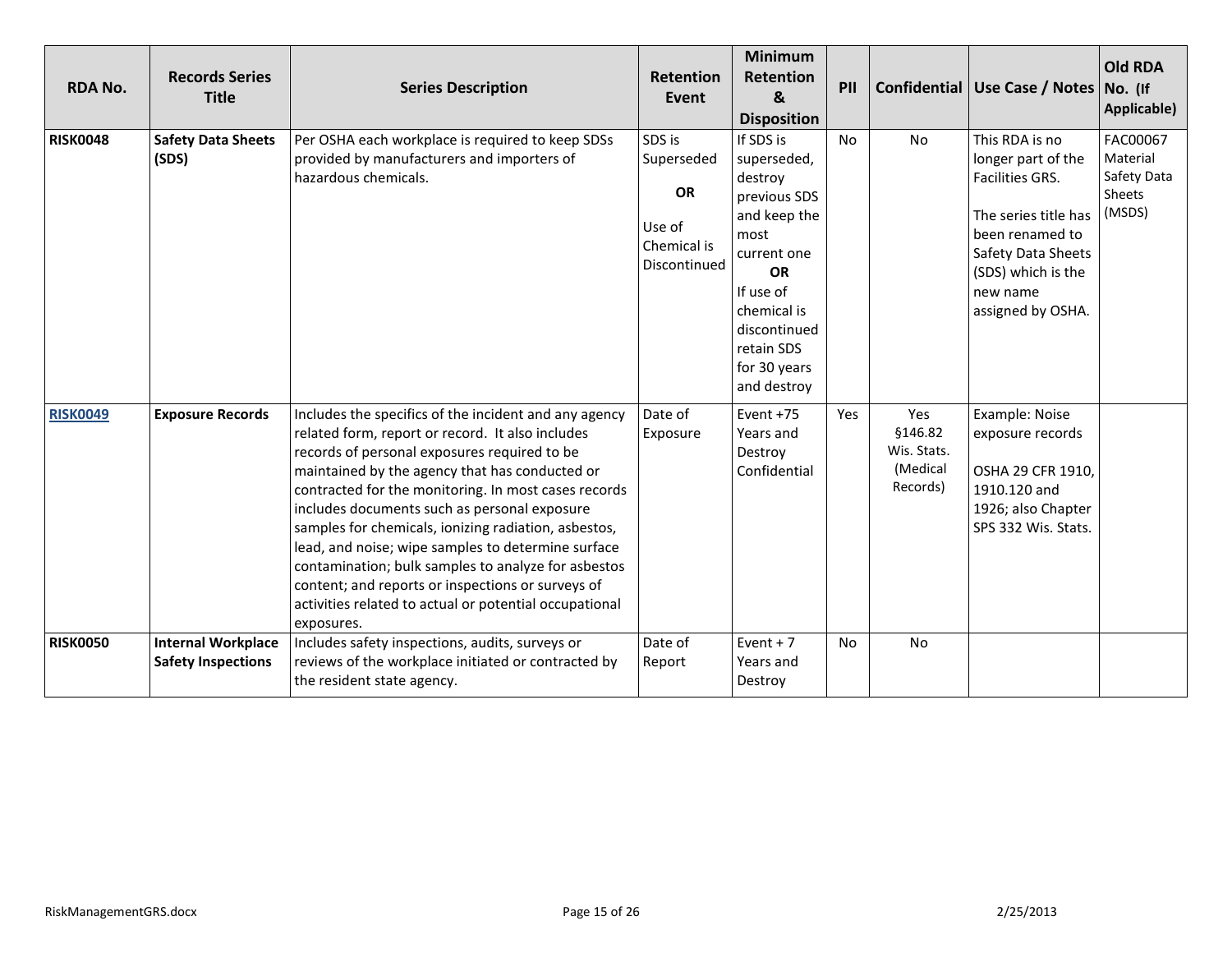| RDA No. | Records Series Title | Series Description | Retention Event | Minimum Retention & Disposition | PII | Confidential | Use Case / Notes | Old RDA No. (If Applicable) |
|---|---|---|---|---|---|---|---|---|
| **RISK0048** | **Safety Data Sheets (SDS)** | Per OSHA each workplace is required to keep SDSs provided by manufacturers and importers of hazardous chemicals. | SDS is Superseded **OR** Use of Chemical is Discontinued | If SDS is superseded, destroy previous SDS and keep the most current one **OR** If use of chemical is discontinued retain SDS for 30 years and destroy | No | No | This RDA is no longer part of the Facilities GRS. The series title has been renamed to Safety Data Sheets (SDS) which is the new name assigned by OSHA. | FAC00067 Material Safety Data Sheets (MSDS) |
| **RISK0049** | **Exposure Records** | Includes the specifics of the incident and any agency related form, report or record. It also includes records of personal exposures required to be maintained by the agency that has conducted or contracted for the monitoring. In most cases records includes documents such as personal exposure samples for chemicals, ionizing radiation, asbestos, lead, and noise; wipe samples to determine surface contamination; bulk samples to analyze for asbestos content; and reports or inspections or surveys of activities related to actual or potential occupational exposures. | Date of Exposure | Event +75 Years and Destroy Confidential | Yes | Yes §146.82 Wis. Stats. (Medical Records) | Example: Noise exposure records OSHA 29 CFR 1910, 1910.120 and 1926; also Chapter SPS 332 Wis. Stats. | |
| **RISK0050** | **Internal Workplace Safety Inspections** | Includes safety inspections, audits, surveys or reviews of the workplace initiated or contracted by the resident state agency. | Date of Report | Event + 7 Years and Destroy | No | No | | |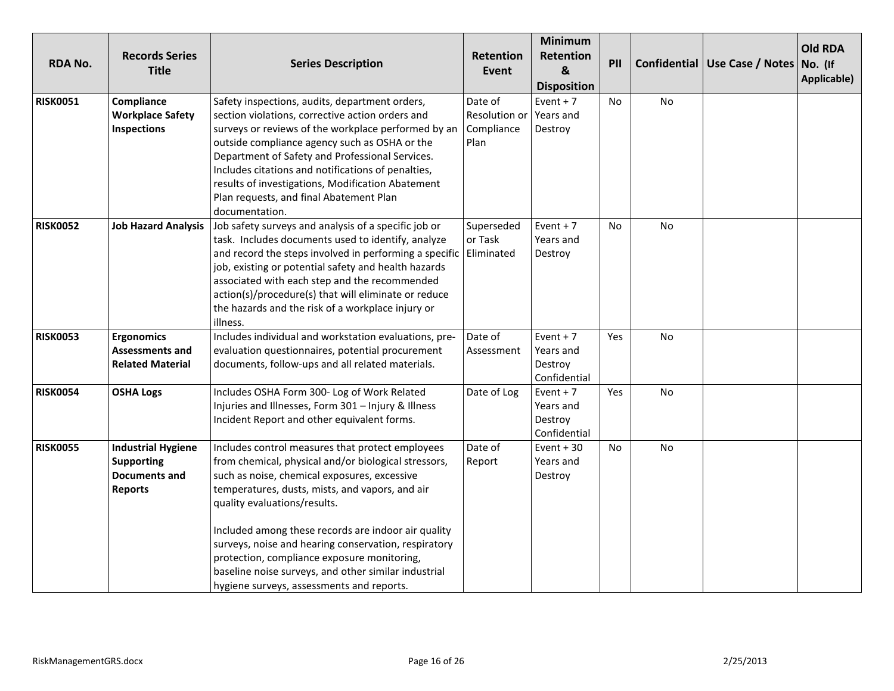| RDA No. | Records Series Title | Series Description | Retention Event | Minimum Retention & Disposition | PII | Confidential | Use Case / Notes | Old RDA No. (If Applicable) |
|---|---|---|---|---|---|---|---|---|
| **RISK0051** | **Compliance Workplace Safety Inspections** | Safety inspections, audits, department orders, section violations, corrective action orders and surveys or reviews of the workplace performed by an outside compliance agency such as OSHA or the Department of Safety and Professional Services. Includes citations and notifications of penalties, results of investigations, Modification Abatement Plan requests, and final Abatement Plan documentation. | Date of Resolution or Compliance Plan | Event + 7 Years and Destroy | No | No | | |
| **RISK0052** | **Job Hazard Analysis** | Job safety surveys and analysis of a specific job or task. Includes documents used to identify, analyze and record the steps involved in performing a specific job, existing or potential safety and health hazards associated with each step and the recommended action(s)/procedure(s) that will eliminate or reduce the hazards and the risk of a workplace injury or illness. | Superseded or Task Eliminated | Event + 7 Years and Destroy | No | No | | |
| **RISK0053** | **Ergonomics Assessments and Related Material** | Includes individual and workstation evaluations, pre-evaluation questionnaires, potential procurement documents, follow-ups and all related materials. | Date of Assessment | Event + 7 Years and Destroy Confidential | Yes | No | | |
| **RISK0054** | **OSHA Logs** | Includes OSHA Form 300- Log of Work Related Injuries and Illnesses, Form 301 – Injury & Illness Incident Report and other equivalent forms. | Date of Log | Event + 7 Years and Destroy Confidential | Yes | No | | |
| **RISK0055** | **Industrial Hygiene Supporting Documents and Reports** | Includes control measures that protect employees from chemical, physical and/or biological stressors, such as noise, chemical exposures, excessive temperatures, dusts, mists, and vapors, and air quality evaluations/results.<br><br>Included among these records are indoor air quality surveys, noise and hearing conservation, respiratory protection, compliance exposure monitoring, baseline noise surveys, and other similar industrial hygiene surveys, assessments and reports. | Date of Report | Event + 30 Years and Destroy | No | No | | |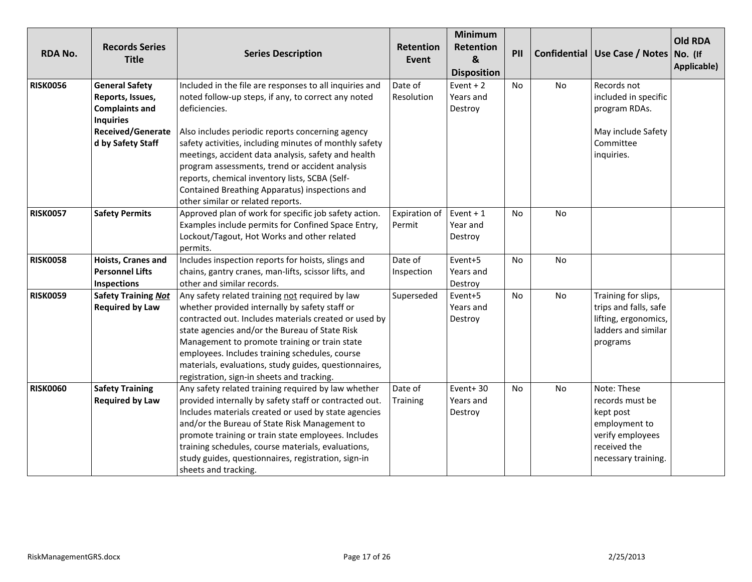| RDA No. | Records Series Title | Series Description | Retention Event | Minimum Retention & Disposition | PII | Confidential | Use Case / Notes | Old RDA No. (If Applicable) |
|---|---|---|---|---|---|---|---|---|
| **RISK0056** | **General Safety Reports, Issues, Complaints and Inquiries Received/Generated by Safety Staff** | Included in the file are responses to all inquiries and noted follow-up steps, if any, to correct any noted deficiencies.<br><br>Also includes periodic reports concerning agency safety activities, including minutes of monthly safety meetings, accident data analysis, safety and health program assessments, trend or accident analysis reports, chemical inventory lists, SCBA (Self-Contained Breathing Apparatus) inspections and other similar or related reports. | Date of Resolution | Event + 2 Years and Destroy | No | No | Records not included in specific program RDAs.<br><br>May include Safety Committee inquiries. | |
| **RISK0057** | **Safety Permits** | Approved plan of work for specific job safety action. Examples include permits for Confined Space Entry, Lockout/Tagout, Hot Works and other related permits. | Expiration of Permit | Event + 1 Year and Destroy | No | No | | |
| **RISK0058** | **Hoists, Cranes and Personnel Lifts Inspections** | Includes inspection reports for hoists, slings and chains, gantry cranes, man-lifts, scissor lifts, and other and similar records. | Date of Inspection | Event+5 Years and Destroy | No | No | | |
| **RISK0059** | **Safety Training *Not* Required by Law** | Any safety related training not required by law whether provided internally by safety staff or contracted out. Includes materials created or used by state agencies and/or the Bureau of State Risk Management to promote training or train state employees. Includes training schedules, course materials, evaluations, study guides, questionnaires, registration, sign-in sheets and tracking. | Superseded | Event+5 Years and Destroy | No | No | Training for slips, trips and falls, safe lifting, ergonomics, ladders and similar programs | |
| **RISK0060** | **Safety Training Required by Law** | Any safety related training required by law whether provided internally by safety staff or contracted out. Includes materials created or used by state agencies and/or the Bureau of State Risk Management to promote training or train state employees. Includes training schedules, course materials, evaluations, study guides, questionnaires, registration, sign-in sheets and tracking. | Date of Training | Event+ 30 Years and Destroy | No | No | Note: These records must be kept post employment to verify employees received the necessary training. | |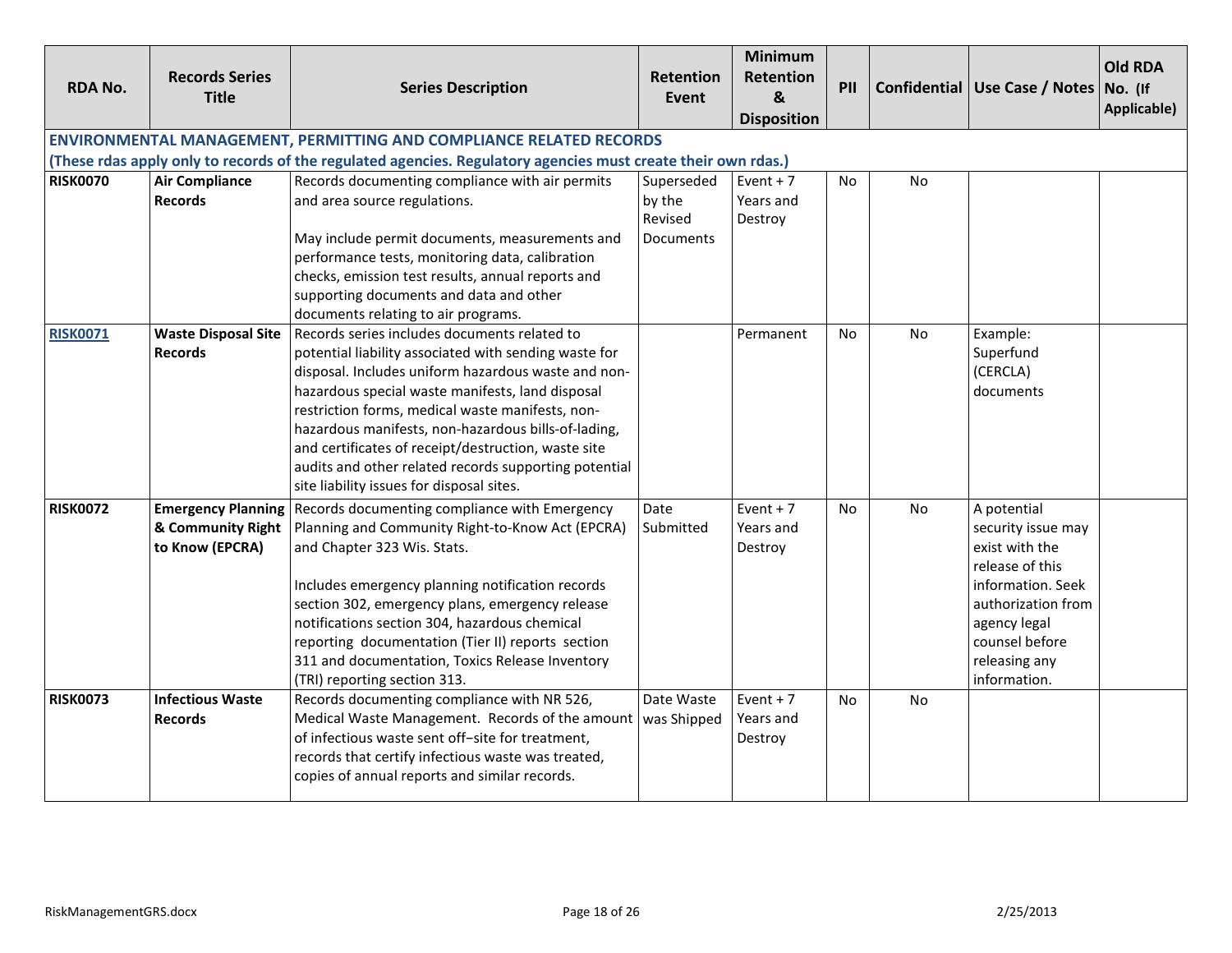| RDA No. | Records Series Title | Series Description | Retention Event | Minimum Retention & Disposition | PII | Confidential | Use Case / Notes | Old RDA No. (If Applicable) |
|---|---|---|---|---|---|---|---|---|
| **ENVIRONMENTAL MANAGEMENT, PERMITTING AND COMPLIANCE RELATED RECORDS** **(These rdas apply only to records of the regulated agencies. Regulatory agencies must create their own rdas.)** | | | | | | | | |
| **RISK0070** | **Air Compliance Records** | Records documenting compliance with air permits and area source regulations.<br><br>May include permit documents, measurements and performance tests, monitoring data, calibration checks, emission test results, annual reports and supporting documents and data and other documents relating to air programs. | Superseded by the Revised Documents | Event + 7 Years and Destroy | No | No | | |
| **RISK0071** | **Waste Disposal Site Records** | Records series includes documents related to potential liability associated with sending waste for disposal. Includes uniform hazardous waste and non-hazardous special waste manifests, land disposal restriction forms, medical waste manifests, non-hazardous manifests, non-hazardous bills-of-lading, and certificates of receipt/destruction, waste site audits and other related records supporting potential site liability issues for disposal sites. | | Permanent | No | No | Example: Superfund (CERCLA) documents | |
| **RISK0072** | **Emergency Planning & Community Right to Know (EPCRA)** | Records documenting compliance with Emergency Planning and Community Right-to-Know Act (EPCRA) and Chapter 323 Wis. Stats.<br><br>Includes emergency planning notification records section 302, emergency plans, emergency release notifications section 304, hazardous chemical reporting documentation (Tier II) reports section 311 and documentation, Toxics Release Inventory (TRI) reporting section 313. | Date Submitted | Event + 7 Years and Destroy | No | No | A potential security issue may exist with the release of this information. Seek authorization from agency legal counsel before releasing any information. | |
| **RISK0073** | **Infectious Waste Records** | Records documenting compliance with NR 526, Medical Waste Management. Records of the amount of infectious waste sent off-site for treatment, records that certify infectious waste was treated, copies of annual reports and similar records. | Date Waste was Shipped | Event + 7 Years and Destroy | No | No | | |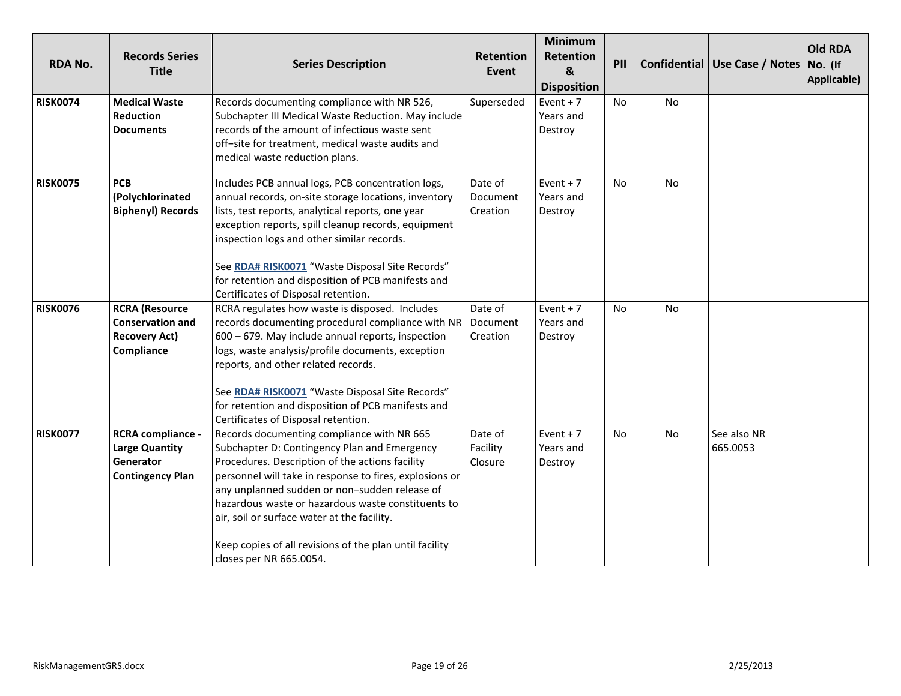| RDA No. | Records Series Title | Series Description | Retention Event | Minimum Retention & Disposition | PII | Confidential | Use Case / Notes | Old RDA No. (If Applicable) |
|---|---|---|---|---|---|---|---|---|
| **RISK0074** | **Medical Waste Reduction Documents** | Records documenting compliance with NR 526, Subchapter III Medical Waste Reduction. May include records of the amount of infectious waste sent off-site for treatment, medical waste audits and medical waste reduction plans. | Superseded | Event + 7 Years and Destroy | No | No | | |
| **RISK0075** | **PCB (Polychlorinated Biphenyl) Records** | Includes PCB annual logs, PCB concentration logs, annual records, on-site storage locations, inventory lists, test reports, analytical reports, one year exception reports, spill cleanup records, equipment inspection logs and other similar records.<br><br>See **RDA# RISK0071** "Waste Disposal Site Records" for retention and disposition of PCB manifests and Certificates of Disposal retention. | Date of Document Creation | Event + 7 Years and Destroy | No | No | | |
| **RISK0076** | **RCRA (Resource Conservation and Recovery Act) Compliance** | RCRA regulates how waste is disposed. Includes records documenting procedural compliance with NR 600 – 679. May include annual reports, inspection logs, waste analysis/profile documents, exception reports, and other related records.<br><br>See **RDA# RISK0071** "Waste Disposal Site Records" for retention and disposition of PCB manifests and Certificates of Disposal retention. | Date of Document Creation | Event + 7 Years and Destroy | No | No | | |
| **RISK0077** | **RCRA compliance - Large Quantity Generator Contingency Plan** | Records documenting compliance with NR 665 Subchapter D: Contingency Plan and Emergency Procedures. Description of the actions facility personnel will take in response to fires, explosions or any unplanned sudden or non-sudden release of hazardous waste or hazardous waste constituents to air, soil or surface water at the facility.<br><br>Keep copies of all revisions of the plan until facility closes per NR 665.0054. | Date of Facility Closure | Event + 7 Years and Destroy | No | No | See also NR 665.0053 | |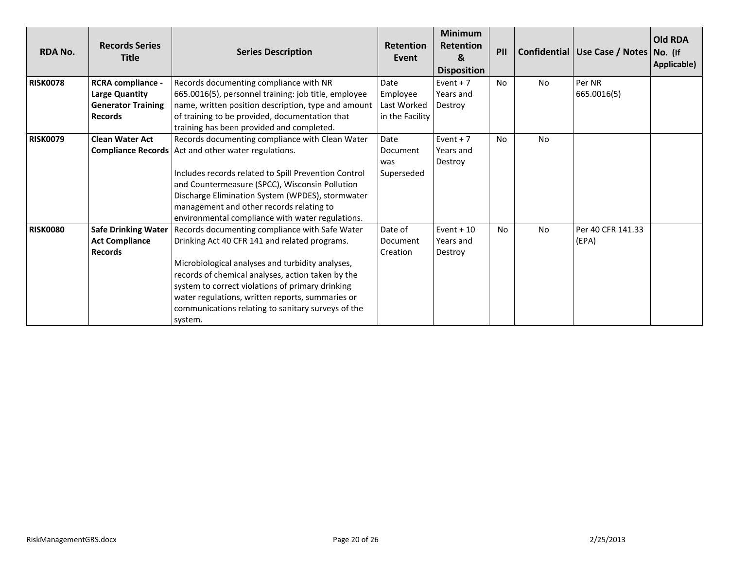| RDA No. | Records Series Title | Series Description | Retention Event | Minimum Retention & Disposition | PII | Confidential | Use Case / Notes | Old RDA No. (If Applicable) |
|---|---|---|---|---|---|---|---|---|
| **RISK0078** | **RCRA compliance - Large Quantity Generator Training Records** | Records documenting compliance with NR 665.0016(5), personnel training: job title, employee name, written position description, type and amount of training to be provided, documentation that training has been provided and completed. | Date Employee Last Worked in the Facility | Event + 7 Years and Destroy | No | No | Per NR 665.0016(5) | |
| **RISK0079** | **Clean Water Act Compliance Records** | Records documenting compliance with Clean Water Act and other water regulations.<br><br>Includes records related to Spill Prevention Control and Countermeasure (SPCC), Wisconsin Pollution Discharge Elimination System (WPDES), stormwater management and other records relating to environmental compliance with water regulations. | Date Document was Superseded | Event + 7 Years and Destroy | No | No | | |
| **RISK0080** | **Safe Drinking Water Act Compliance Records** | Records documenting compliance with Safe Water Drinking Act 40 CFR 141 and related programs.<br><br>Microbiological analyses and turbidity analyses, records of chemical analyses, action taken by the system to correct violations of primary drinking water regulations, written reports, summaries or communications relating to sanitary surveys of the system. | Date of Document Creation | Event + 10 Years and Destroy | No | No | Per 40 CFR 141.33 (EPA) | |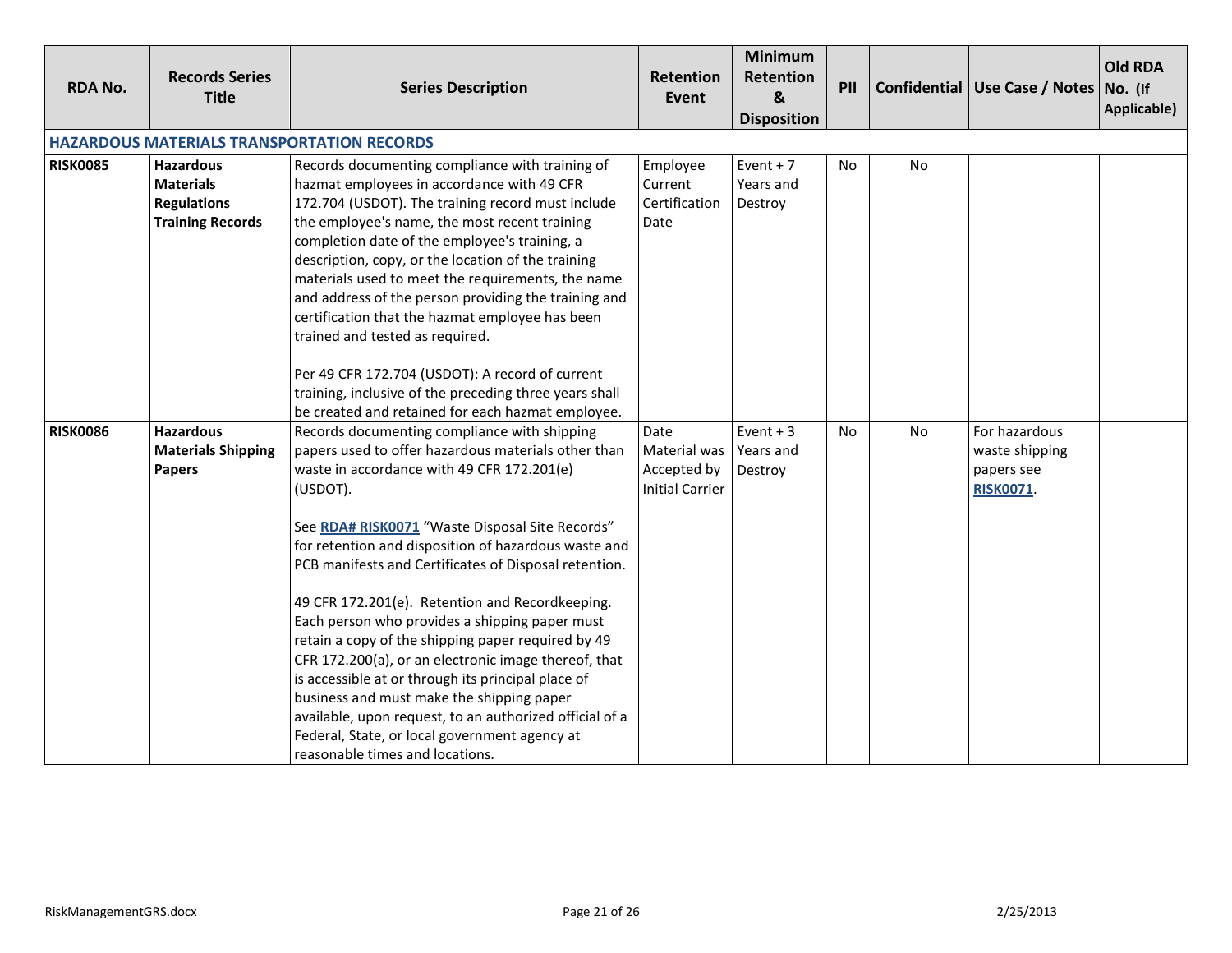| RDA No. | Records Series Title | Series Description | Retention Event | Minimum Retention & Disposition | PII | Confidential | Use Case / Notes | Old RDA No. (If Applicable) |
|---|---|---|---|---|---|---|---|---|
| **HAZARDOUS MATERIALS TRANSPORTATION RECORDS** | | | | | | | | |
| **RISK0085** | **Hazardous Materials Regulations Training Records** | Records documenting compliance with training of hazmat employees in accordance with 49 CFR 172.704 (USDOT). The training record must include the employee's name, the most recent training completion date of the employee's training, a description, copy, or the location of the training materials used to meet the requirements, the name and address of the person providing the training and certification that the hazmat employee has been trained and tested as required.<br><br>Per 49 CFR 172.704 (USDOT): A record of current training, inclusive of the preceding three years shall be created and retained for each hazmat employee. | Employee Current Certification Date | Event + 7 Years and Destroy | No | No | | |
| **RISK0086** | **Hazardous Materials Shipping Papers** | Records documenting compliance with shipping papers used to offer hazardous materials other than waste in accordance with 49 CFR 172.201(e) (USDOT).<br><br>See **RDA# RISK0071** "Waste Disposal Site Records" for retention and disposition of hazardous waste and PCB manifests and Certificates of Disposal retention.<br><br>49 CFR 172.201(e). Retention and Recordkeeping. Each person who provides a shipping paper must retain a copy of the shipping paper required by 49 CFR 172.200(a), or an electronic image thereof, that is accessible at or through its principal place of business and must make the shipping paper available, upon request, to an authorized official of a Federal, State, or local government agency at reasonable times and locations. | Date Material was Accepted by Initial Carrier | Event + 3 Years and Destroy | No | No | For hazardous waste shipping papers see **RISK0071**. | |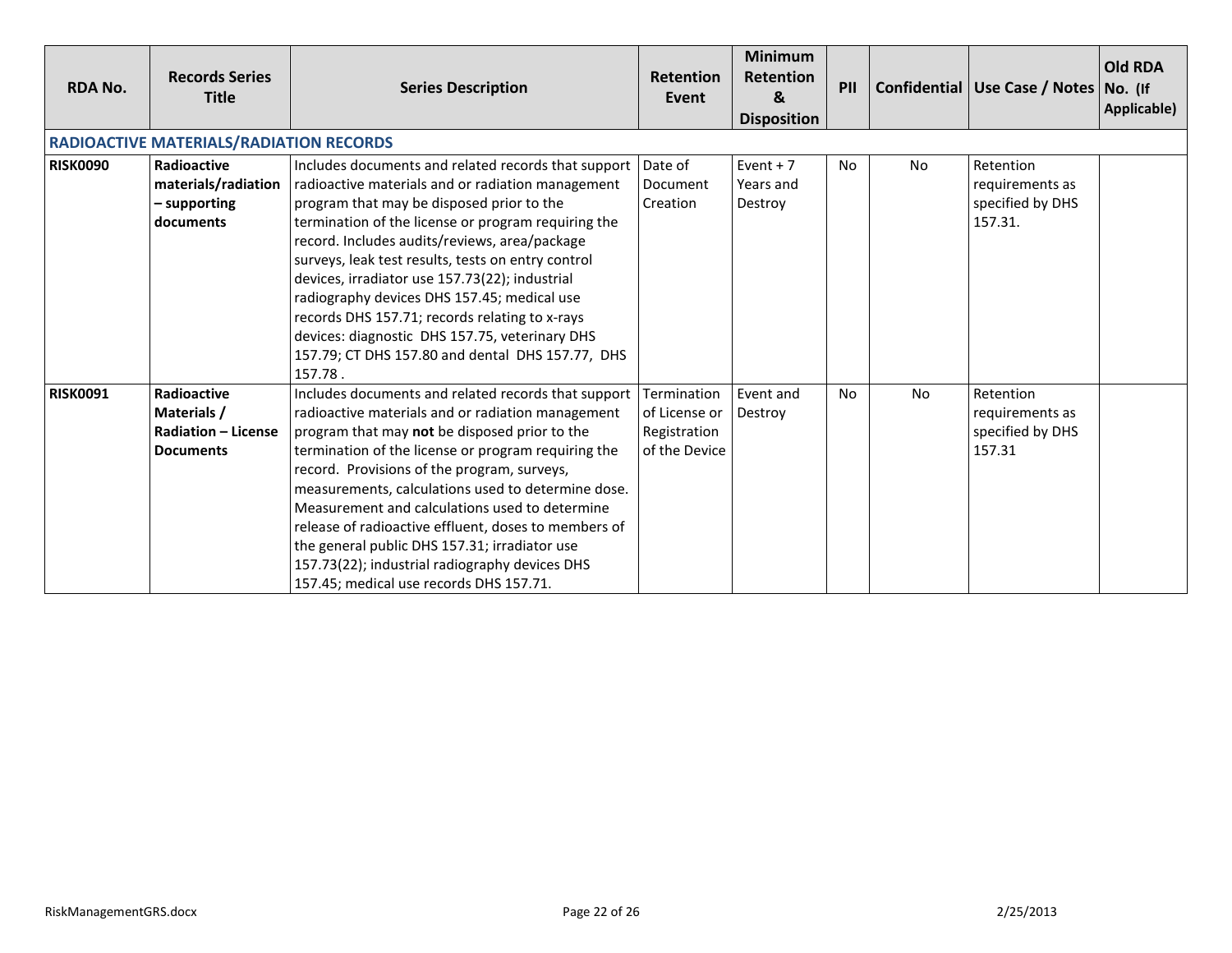| RDA No. | Records Series Title | Series Description | Retention Event | Minimum Retention & Disposition | PII | Confidential | Use Case / Notes | Old RDA No. (If Applicable) |
|---|---|---|---|---|---|---|---|---|
| **RADIOACTIVE MATERIALS/RADIATION RECORDS** | | | | | | | | |
| **RISK0090** | **Radioactive materials/radiation – supporting documents** | Includes documents and related records that support radioactive materials and or radiation management program that may be disposed prior to the termination of the license or program requiring the record. Includes audits/reviews, area/package surveys, leak test results, tests on entry control devices, irradiator use 157.73(22); industrial radiography devices DHS 157.45; medical use records DHS 157.71; records relating to x-rays devices: diagnostic DHS 157.75, veterinary DHS 157.79; CT DHS 157.80 and dental DHS 157.77, DHS 157.78 . | Date of Document Creation | Event + 7 Years and Destroy | No | No | Retention requirements as specified by DHS 157.31. | |
| **RISK0091** | **Radioactive Materials / Radiation – License Documents** | Includes documents and related records that support radioactive materials and or radiation management program that may **not** be disposed prior to the termination of the license or program requiring the record. Provisions of the program, surveys, measurements, calculations used to determine dose. Measurement and calculations used to determine release of radioactive effluent, doses to members of the general public DHS 157.31; irradiator use 157.73(22); industrial radiography devices DHS 157.45; medical use records DHS 157.71. | Termination of License or Registration of the Device | Event and Destroy | No | No | Retention requirements as specified by DHS 157.31 | |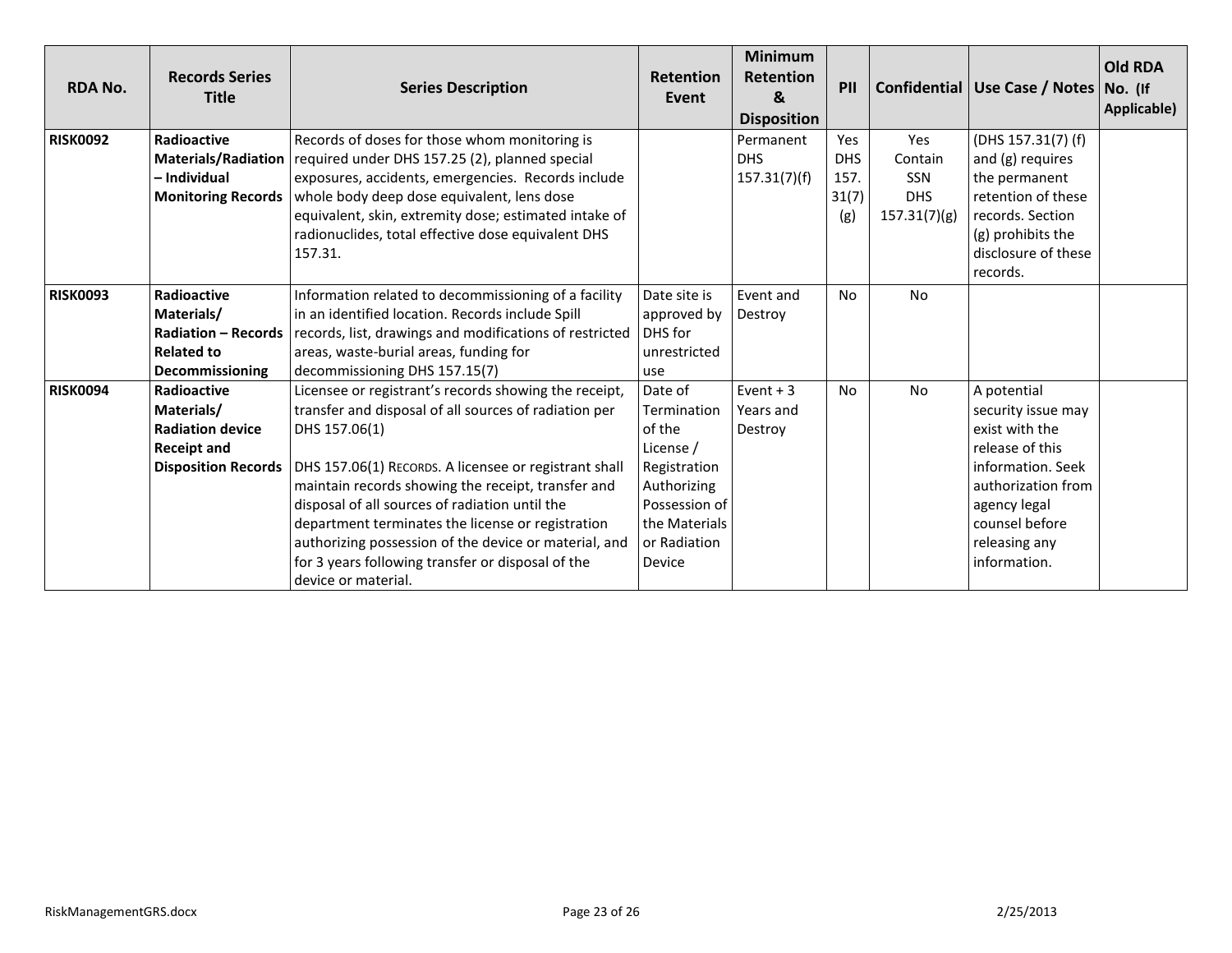| RDA No. | Records Series Title | Series Description | Retention Event | Minimum Retention & Disposition | PII | Confidential | Use Case / Notes | Old RDA No. (If Applicable) |
|---|---|---|---|---|---|---|---|---|
| **RISK0092** | **Radioactive Materials/Radiation – Individual Monitoring Records** | Records of doses for those whom monitoring is required under DHS 157.25 (2), planned special exposures, accidents, emergencies. Records include whole body deep dose equivalent, lens dose equivalent, skin, extremity dose; estimated intake of radionuclides, total effective dose equivalent DHS 157.31. | | Permanent DHS 157.31(7)(f) | Yes DHS 157. 31(7) (g) | Yes Contain SSN DHS 157.31(7)(g) | (DHS 157.31(7) (f) and (g) requires the permanent retention of these records. Section (g) prohibits the disclosure of these records. | |
| **RISK0093** | **Radioactive Materials/ Radiation – Records Related to Decommissioning** | Information related to decommissioning of a facility in an identified location. Records include Spill records, list, drawings and modifications of restricted areas, waste-burial areas, funding for decommissioning DHS 157.15(7) | Date site is approved by DHS for unrestricted use | Event and Destroy | No | No | | |
| **RISK0094** | **Radioactive Materials/ Radiation device Receipt and Disposition Records** | Licensee or registrant's records showing the receipt, transfer and disposal of all sources of radiation per DHS 157.06(1)<br><br>DHS 157.06(1) RECORDS. A licensee or registrant shall maintain records showing the receipt, transfer and disposal of all sources of radiation until the department terminates the license or registration authorizing possession of the device or material, and for 3 years following transfer or disposal of the device or material. | Date of Termination of the License / Registration Authorizing Possession of the Materials or Radiation Device | Event + 3 Years and Destroy | No | No | A potential security issue may exist with the release of this information. Seek authorization from agency legal counsel before releasing any information. | |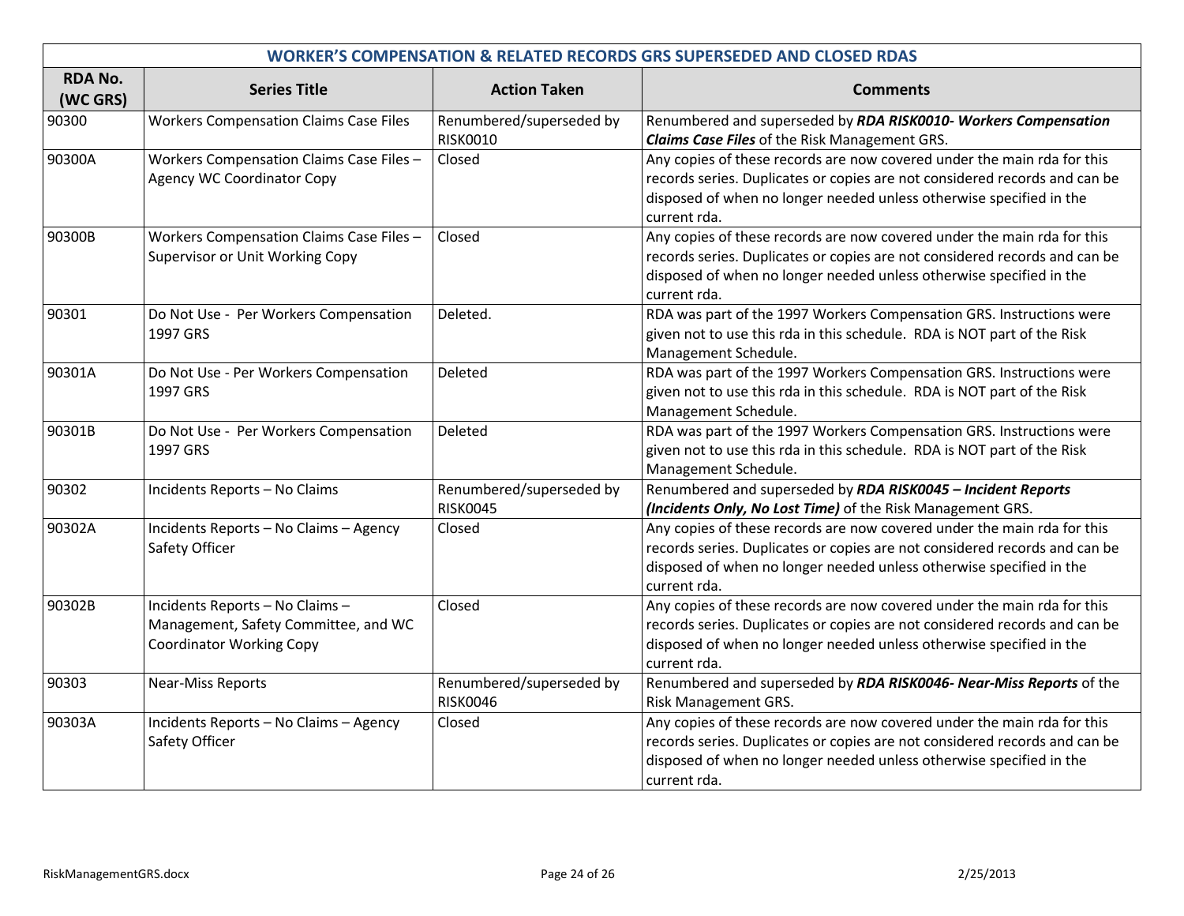| WORKER'S COMPENSATION & RELATED RECORDS GRS SUPERSEDED AND CLOSED RDAS | | | |
|---|---|---|---|
| **RDA No. (WC GRS)** | **Series Title** | **Action Taken** | **Comments** |
| 90300 | Workers Compensation Claims Case Files | Renumbered/superseded by RISK0010 | Renumbered and superseded by ***RDA RISK0010- Workers Compensation Claims Case Files*** of the Risk Management GRS. |
| 90300A | Workers Compensation Claims Case Files – Agency WC Coordinator Copy | Closed | Any copies of these records are now covered under the main rda for this records series. Duplicates or copies are not considered records and can be disposed of when no longer needed unless otherwise specified in the current rda. |
| 90300B | Workers Compensation Claims Case Files – Supervisor or Unit Working Copy | Closed | Any copies of these records are now covered under the main rda for this records series. Duplicates or copies are not considered records and can be disposed of when no longer needed unless otherwise specified in the current rda. |
| 90301 | Do Not Use - Per Workers Compensation 1997 GRS | Deleted. | RDA was part of the 1997 Workers Compensation GRS. Instructions were given not to use this rda in this schedule. RDA is NOT part of the Risk Management Schedule. |
| 90301A | Do Not Use - Per Workers Compensation 1997 GRS | Deleted | RDA was part of the 1997 Workers Compensation GRS. Instructions were given not to use this rda in this schedule. RDA is NOT part of the Risk Management Schedule. |
| 90301B | Do Not Use - Per Workers Compensation 1997 GRS | Deleted | RDA was part of the 1997 Workers Compensation GRS. Instructions were given not to use this rda in this schedule. RDA is NOT part of the Risk Management Schedule. |
| 90302 | Incidents Reports – No Claims | Renumbered/superseded by RISK0045 | Renumbered and superseded by ***RDA RISK0045 – Incident Reports (Incidents Only, No Lost Time)*** of the Risk Management GRS. |
| 90302A | Incidents Reports – No Claims – Agency Safety Officer | Closed | Any copies of these records are now covered under the main rda for this records series. Duplicates or copies are not considered records and can be disposed of when no longer needed unless otherwise specified in the current rda. |
| 90302B | Incidents Reports – No Claims – Management, Safety Committee, and WC Coordinator Working Copy | Closed | Any copies of these records are now covered under the main rda for this records series. Duplicates or copies are not considered records and can be disposed of when no longer needed unless otherwise specified in the current rda. |
| 90303 | Near-Miss Reports | Renumbered/superseded by RISK0046 | Renumbered and superseded by ***RDA RISK0046- Near-Miss Reports*** of the Risk Management GRS. |
| 90303A | Incidents Reports – No Claims – Agency Safety Officer | Closed | Any copies of these records are now covered under the main rda for this records series. Duplicates or copies are not considered records and can be disposed of when no longer needed unless otherwise specified in the current rda. |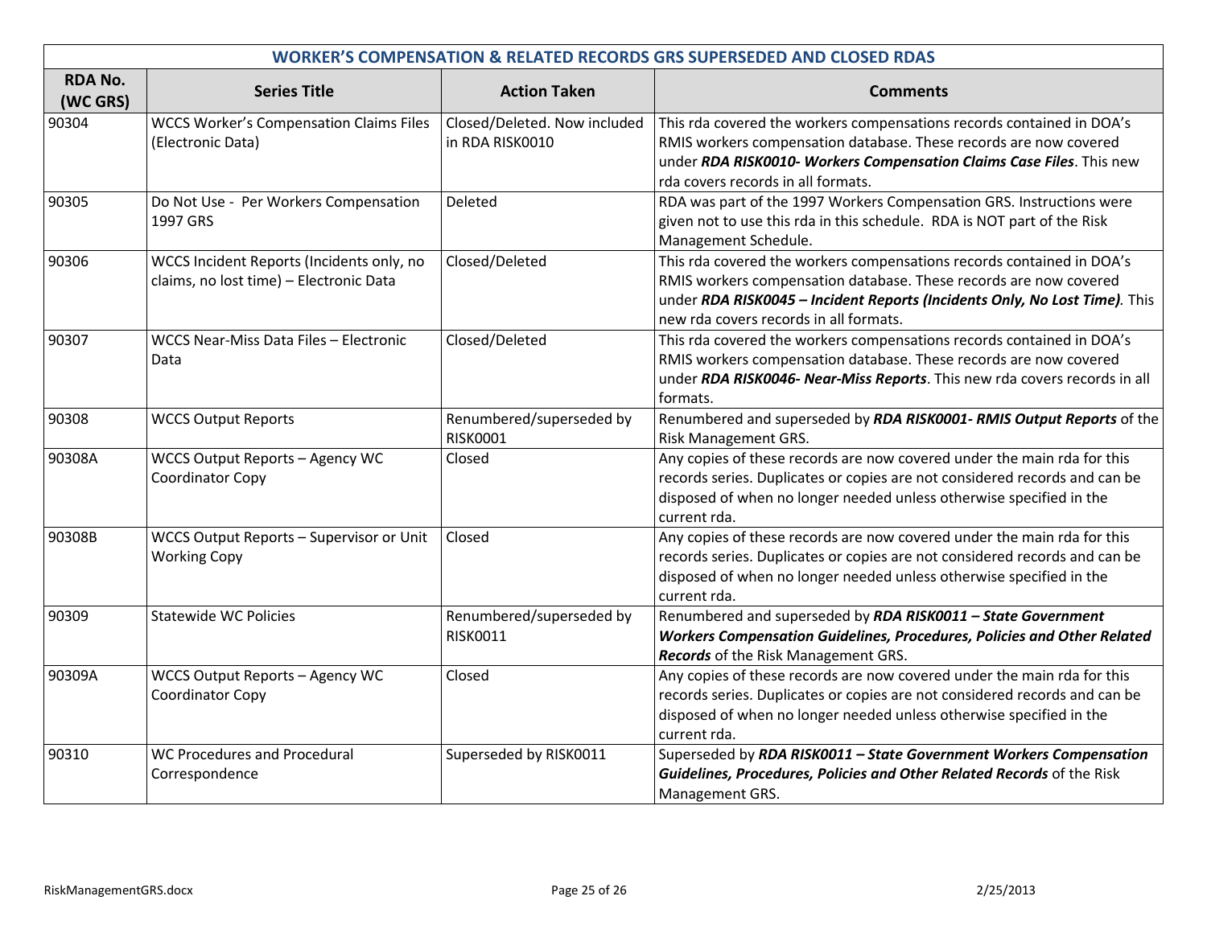| WORKER'S COMPENSATION & RELATED RECORDS GRS SUPERSEDED AND CLOSED RDAS | | | |
|---|---|---|---|
| **RDA No. (WC GRS)** | **Series Title** | **Action Taken** | **Comments** |
| 90304 | WCCS Worker's Compensation Claims Files (Electronic Data) | Closed/Deleted. Now included in RDA RISK0010 | This rda covered the workers compensations records contained in DOA's RMIS workers compensation database. These records are now covered under ***RDA RISK0010- Workers Compensation Claims Case Files***. This new rda covers records in all formats. |
| 90305 | Do Not Use - Per Workers Compensation 1997 GRS | Deleted | RDA was part of the 1997 Workers Compensation GRS. Instructions were given not to use this rda in this schedule. RDA is NOT part of the Risk Management Schedule. |
| 90306 | WCCS Incident Reports (Incidents only, no claims, no lost time) – Electronic Data | Closed/Deleted | This rda covered the workers compensations records contained in DOA's RMIS workers compensation database. These records are now covered under ***RDA RISK0045 – Incident Reports (Incidents Only, No Lost Time)***. This new rda covers records in all formats. |
| 90307 | WCCS Near-Miss Data Files – Electronic Data | Closed/Deleted | This rda covered the workers compensations records contained in DOA's RMIS workers compensation database. These records are now covered under ***RDA RISK0046- Near-Miss Reports***. This new rda covers records in all formats. |
| 90308 | WCCS Output Reports | Renumbered/superseded by RISK0001 | Renumbered and superseded by ***RDA RISK0001- RMIS Output Reports*** of the Risk Management GRS. |
| 90308A | WCCS Output Reports – Agency WC Coordinator Copy | Closed | Any copies of these records are now covered under the main rda for this records series. Duplicates or copies are not considered records and can be disposed of when no longer needed unless otherwise specified in the current rda. |
| 90308B | WCCS Output Reports – Supervisor or Unit Working Copy | Closed | Any copies of these records are now covered under the main rda for this records series. Duplicates or copies are not considered records and can be disposed of when no longer needed unless otherwise specified in the current rda. |
| 90309 | Statewide WC Policies | Renumbered/superseded by RISK0011 | Renumbered and superseded by ***RDA RISK0011 – State Government Workers Compensation Guidelines, Procedures, Policies and Other Related Records*** of the Risk Management GRS. |
| 90309A | WCCS Output Reports – Agency WC Coordinator Copy | Closed | Any copies of these records are now covered under the main rda for this records series. Duplicates or copies are not considered records and can be disposed of when no longer needed unless otherwise specified in the current rda. |
| 90310 | WC Procedures and Procedural Correspondence | Superseded by RISK0011 | Superseded by ***RDA RISK0011 – State Government Workers Compensation Guidelines, Procedures, Policies and Other Related Records*** of the Risk Management GRS. |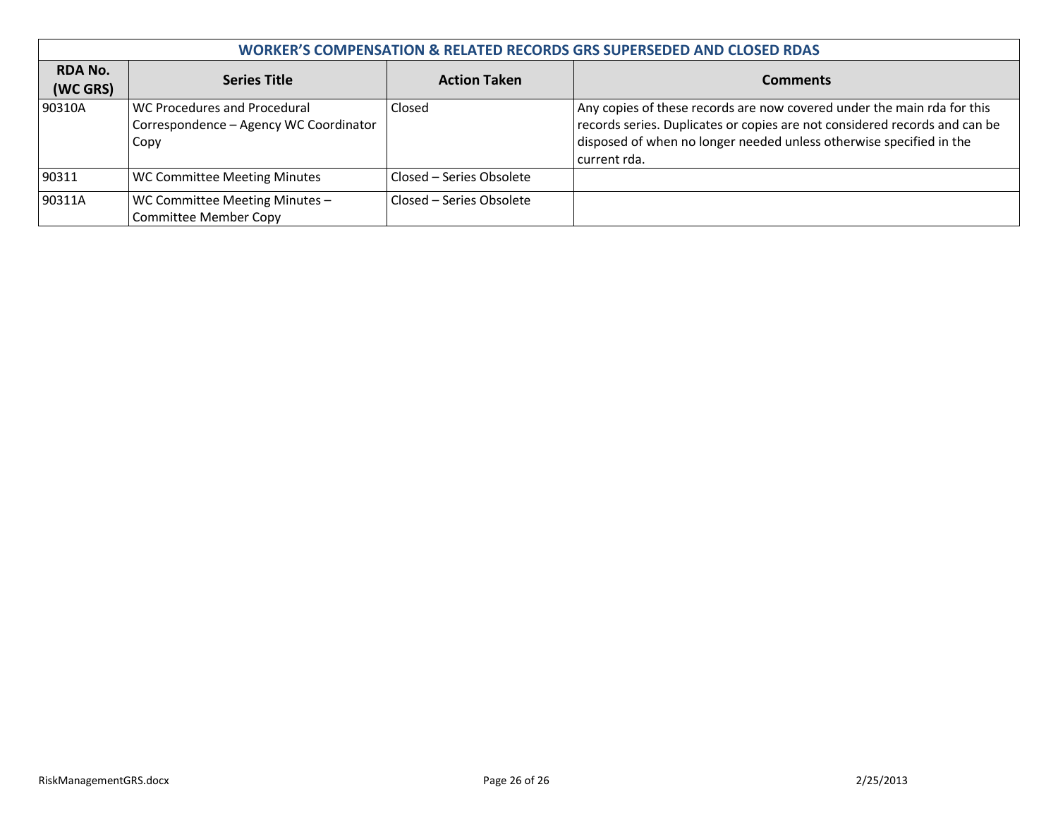| WORKER'S COMPENSATION & RELATED RECORDS GRS SUPERSEDED AND CLOSED RDAS | | | |
|---|---|---|---|
| **RDA No. (WC GRS)** | **Series Title** | **Action Taken** | **Comments** |
| 90310A | WC Procedures and Procedural Correspondence – Agency WC Coordinator Copy | Closed | Any copies of these records are now covered under the main rda for this records series. Duplicates or copies are not considered records and can be disposed of when no longer needed unless otherwise specified in the current rda. |
| 90311 | WC Committee Meeting Minutes | Closed – Series Obsolete | |
| 90311A | WC Committee Meeting Minutes – Committee Member Copy | Closed – Series Obsolete | |